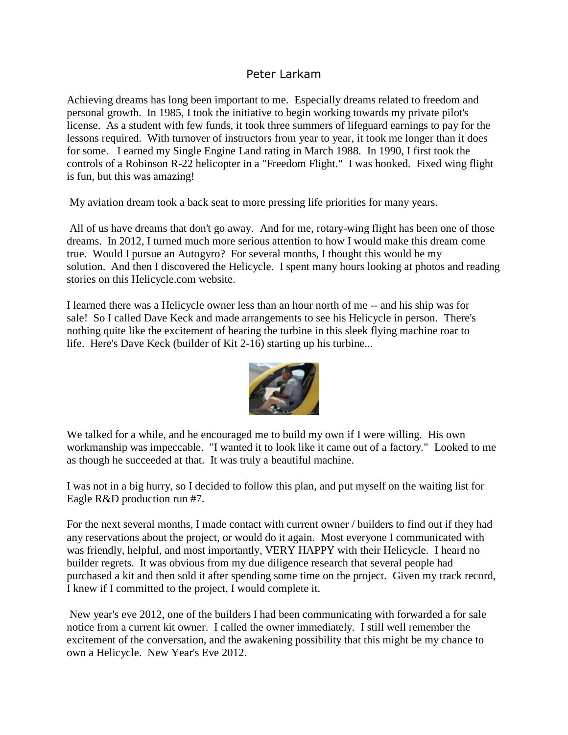# Peter Larkam

Achieving dreams has long been important to me. Especially dreams related to freedom and personal growth. In 1985, I took the initiative to begin working towards my private pilot's license. As a student with few funds, it took three summers of lifeguard earnings to pay for the lessons required. With turnover of instructors from year to year, it took me longer than it does for some. I earned my Single Engine Land rating in March 1988. In 1990, I first took the controls of a Robinson R-22 helicopter in a "Freedom Flight." I was hooked. Fixed wing flight is fun, but this was amazing!

My aviation dream took a back seat to more pressing life priorities for many years.

All of us have dreams that don't go away. And for me, rotary-wing flight has been one of those dreams. In 2012, I turned much more serious attention to how I would make this dream come true. Would I pursue an Autogyro? For several months, I thought this would be my solution. And then I discovered the Helicycle. I spent many hours looking at photos and reading stories on this Helicycle.com website.

I learned there was a Helicycle owner less than an hour north of me -- and his ship was for sale! So I called Dave Keck and made arrangements to see his Helicycle in person. There's nothing quite like the excitement of hearing the turbine in this sleek flying machine roar to life. Here's Dave Keck (builder of Kit 2-16) starting up his turbine...

We talked for a while, and he encouraged me to build my own if I were willing. His own workmanship was impeccable. "I wanted it to look like it came out of a factory." Looked to me as though he succeeded at that. It was truly a beautiful machine.

I was not in a big hurry, so I decided to follow this plan, and put myself on the waiting list for Eagle R&D production run #7.

For the next several months, I made contact with current owner / builders to find out if they had any reservations about the project, or would do it again. Most everyone I communicated with was friendly, helpful, and most importantly, VERY HAPPY with their Helicycle. I heard no builder regrets. It was obvious from my due diligence research that several people had purchased a kit and then sold it after spending some time on the project. Given my track record, I knew if I committed to the project, I would complete it.

New year's eve 2012, one of the builders I had been communicating with forwarded a for sale notice from a current kit owner. I called the owner immediately. I still well remember the excitement of the conversation, and the awakening possibility that this might be my chance to own a Helicycle. New Year's Eve 2012.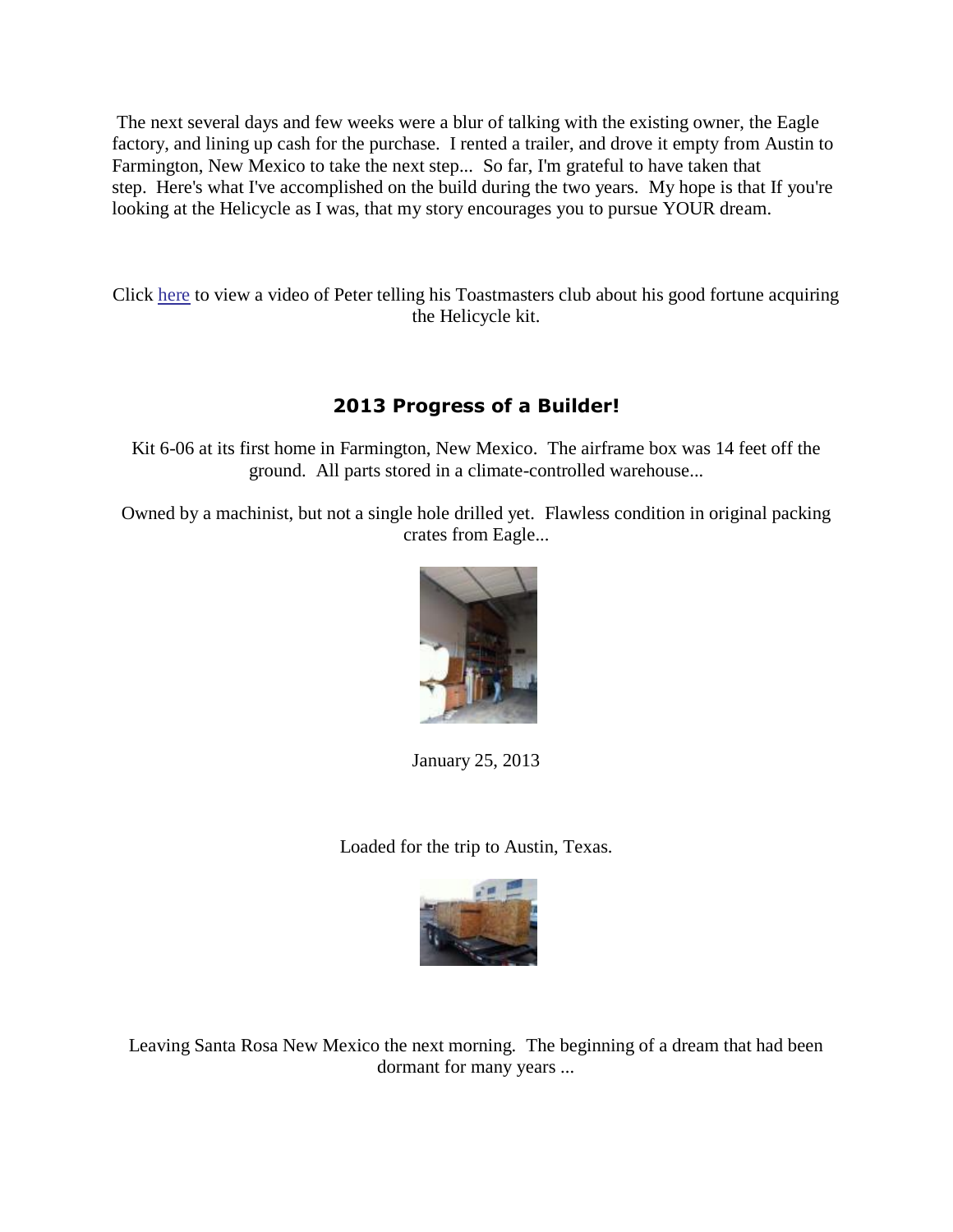The next several days and few weeks were a blur of talking with the existing owner, the Eagle factory, and lining up cash for the purchase. I rented a trailer, and drove it empty from Austin to Farmington, New Mexico to take the next step... So far, I'm grateful to have taken that step. Here's what I've accomplished on the build during the two years. My hope is that If you're looking at the Helicycle as I was, that my story encourages you to pursue YOUR dream.

Click here to view a video of Peter telling his Toastmasters club about his good fortune acquiring the Helicycle kit.

## 2013 Progress of a Builder!

Kit 6-06 at its first home in Farmington, New Mexico. The airframe box was 14 feet off the ground. All parts stored in a climate-controlled warehouse...

Owned by a machinist, but not a single hole drilled yet. Flawless condition in original packing crates from Eagle...

January 25, 2013

Loaded for the trip to Austin, Texas.

Leaving Santa Rosa New Mexico the next morning. The beginning of a dream that had been dormant for many years ...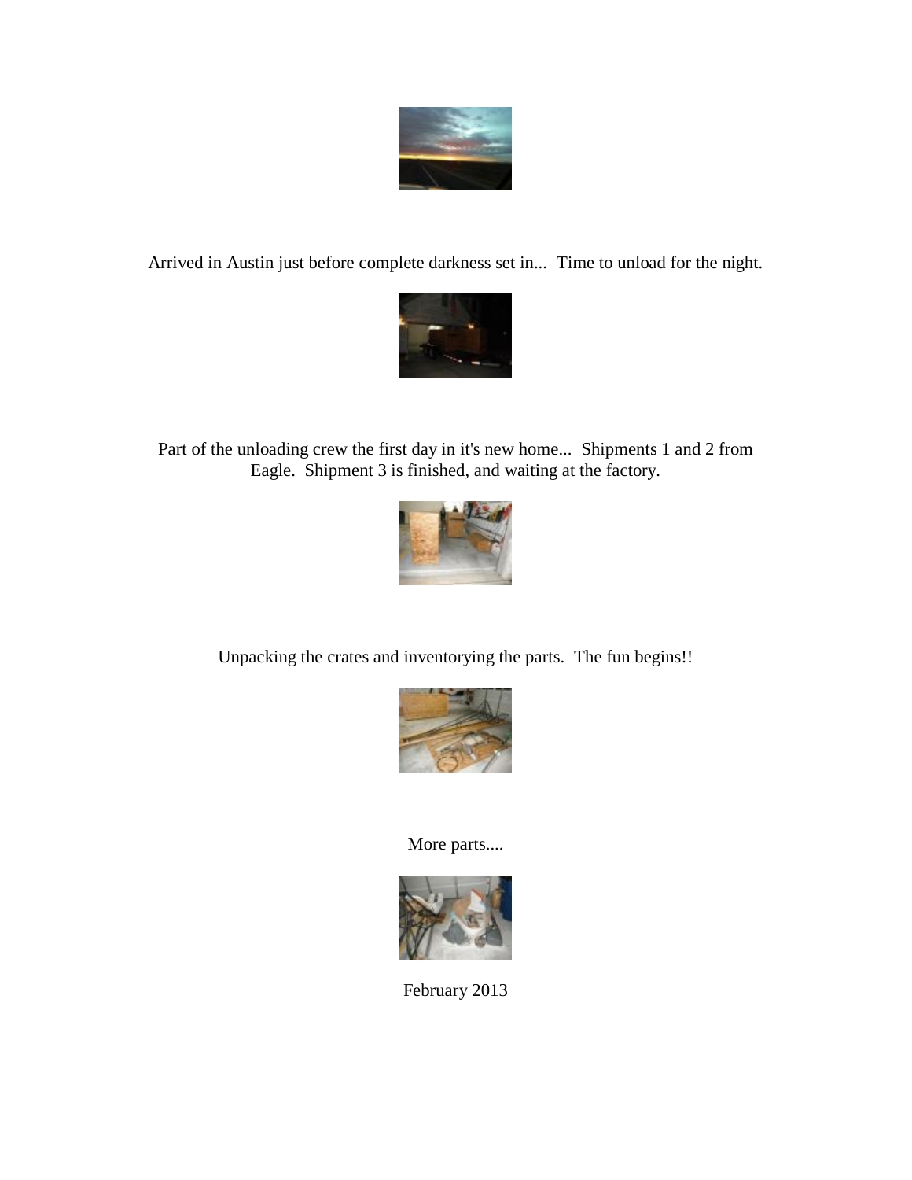Arrived in Austin just before complete darkness set in... Time to unload for the night.

Part of the unloading crew the first day in it's new home... Shipments 1 and 2 from Eagle. Shipment 3 is finished, and waiting at the factory.

Unpacking the crates and inventorying the parts. The fun begins!!

More parts....

February 2013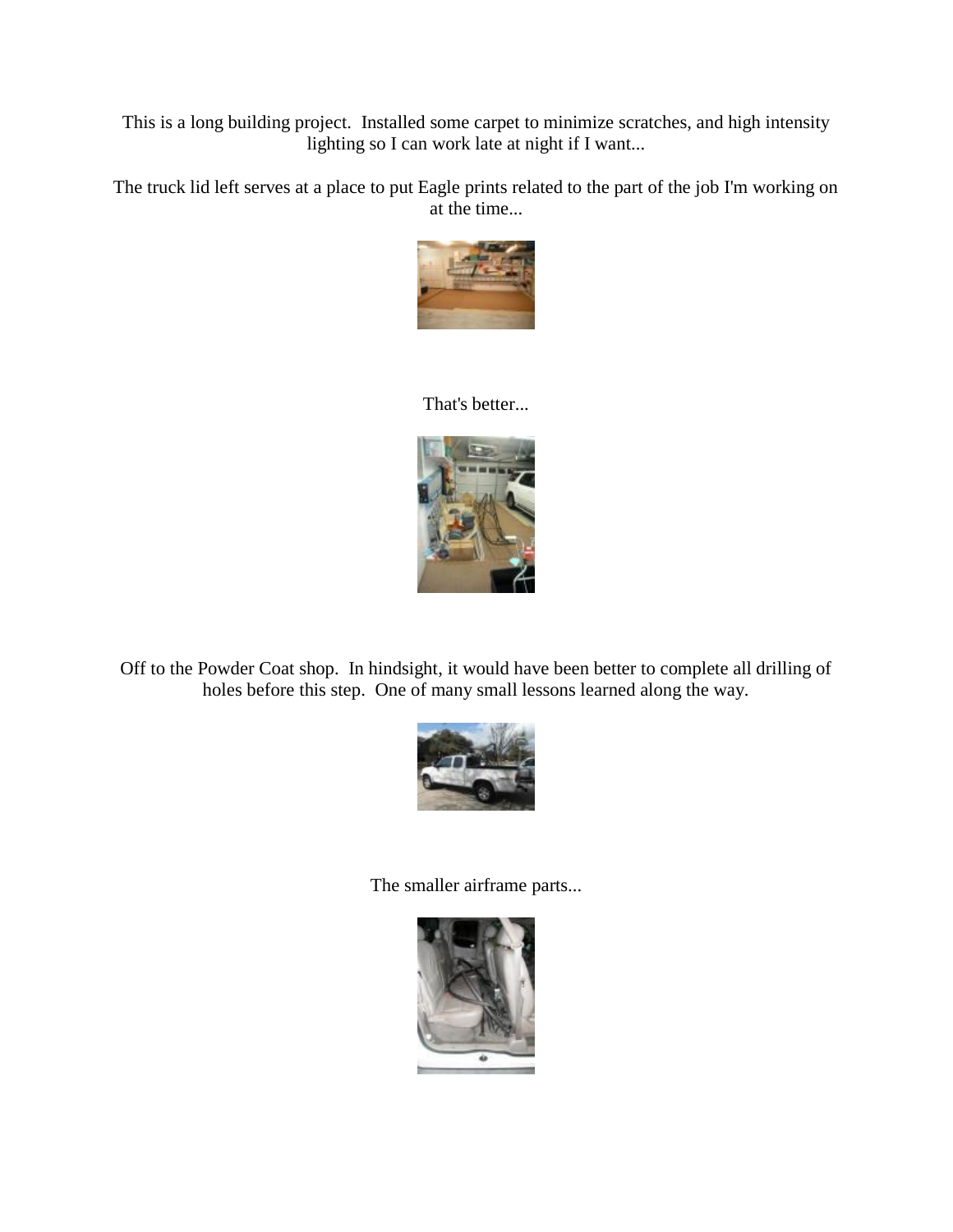This is a long building project. Installed some carpet to minimize scratches, and high intensity lighting so I can work late at night if I want...

The truck lid left serves at a place to put Eagle prints related to the part of the job I'm working on at the time...

That's better...

Off to the Powder Coat shop. In hindsight, it would have been better to complete all drilling of holes before this step. One of many small lessons learned along the way.

The smaller airframe parts...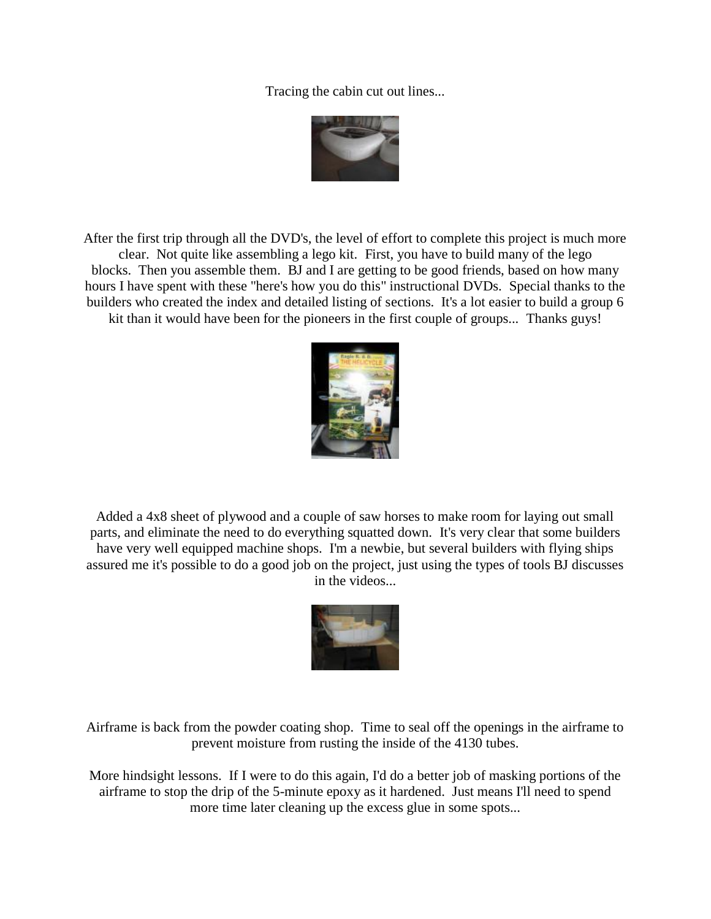Tracing the cabin cut out lines...

After the first trip through all the DVD's, the level of effort to complete this project is much more clear. Not quite like assembling a lego kit. First, you have to build many of the lego blocks. Then you assemble them. BJ and I are getting to be good friends, based on how many hours I have spent with these "here's how you do this" instructional DVDs. Special thanks to the builders who created the index and detailed listing of sections. It's a lot easier to build a group 6 kit than it would have been for the pioneers in the first couple of groups... Thanks guys!

Added a 4x8 sheet of plywood and a couple of saw horses to make room for laying out small parts, and eliminate the need to do everything squatted down. It's very clear that some builders have very well equipped machine shops. I'm a newbie, but several builders with flying ships assured me it's possible to do a good job on the project, just using the types of tools BJ discusses in the videos...

Airframe is back from the powder coating shop. Time to seal off the openings in the airframe to prevent moisture from rusting the inside of the 4130 tubes.

More hindsight lessons. If I were to do this again, I'd do a better job of masking portions of the airframe to stop the drip of the 5-minute epoxy as it hardened. Just means I'll need to spend more time later cleaning up the excess glue in some spots...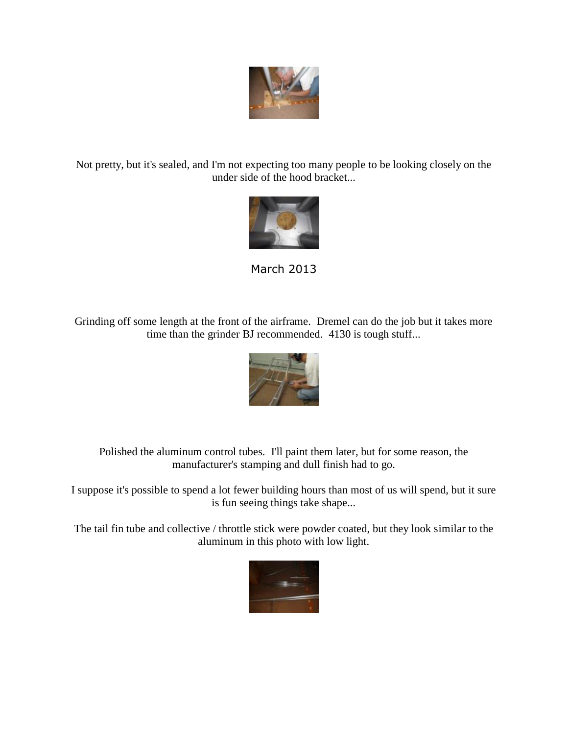Not pretty, but it's sealed, and I'm not expecting too many people to be looking closely on the under side of the hood bracket...

March 2013

Grinding off some length at the front of the airframe. Dremel can do the job but it takes more time than the grinder BJ recommended. 4130 is tough stuff...

Polished the aluminum control tubes. I'll paint them later, but for some reason, the manufacturer's stamping and dull finish had to go.

I suppose it's possible to spend a lot fewer building hours than most of us will spend, but it sure is fun seeing things take shape...

The tail fin tube and collective / throttle stick were powder coated, but they look similar to the aluminum in this photo with low light.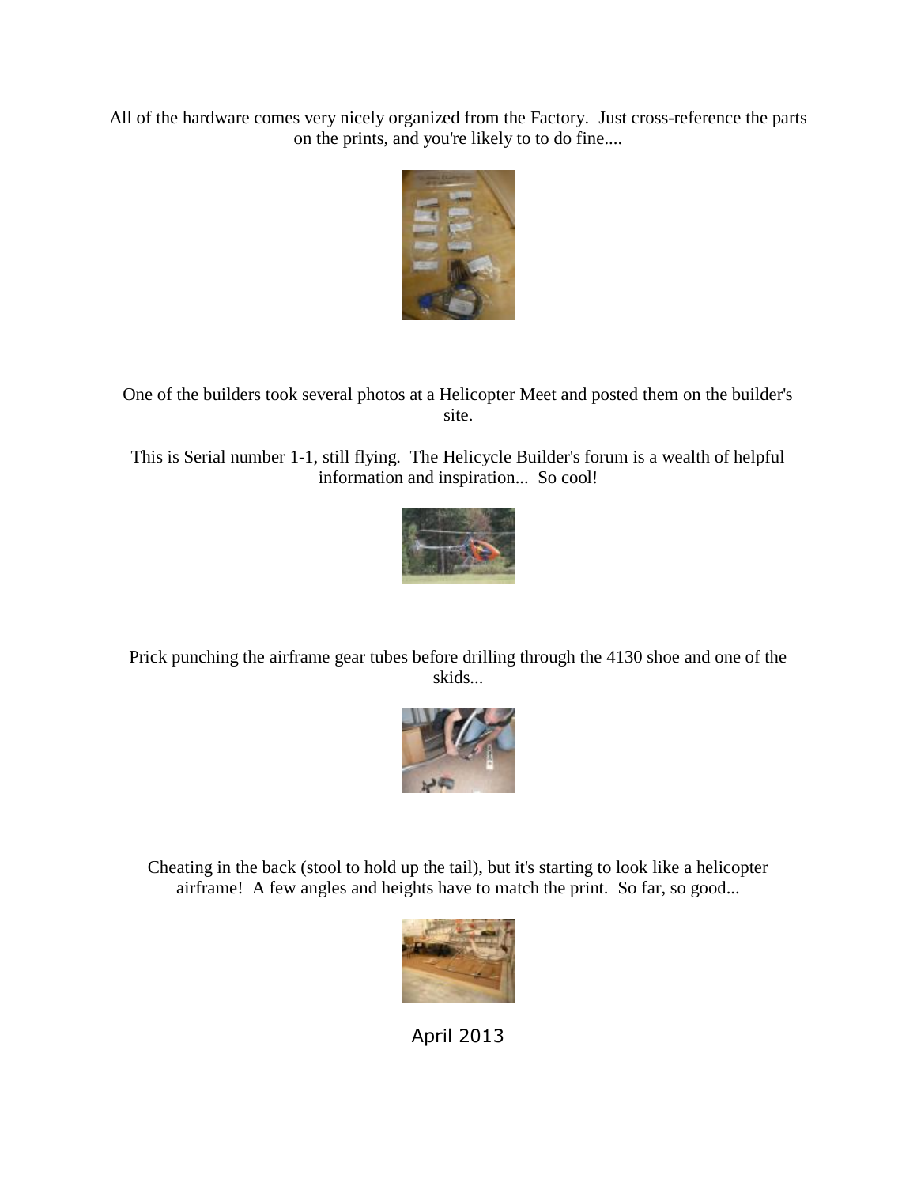All of the hardware comes very nicely organized from the Factory. Just cross-reference the parts on the prints, and you're likely to to do fine....

One of the builders took several photos at a Helicopter Meet and posted them on the builder's site.

This is Serial number 1-1, still flying. The Helicycle Builder's forum is a wealth of helpful information and inspiration... So cool!

Prick punching the airframe gear tubes before drilling through the 4130 shoe and one of the skids...

Cheating in the back (stool to hold up the tail), but it's starting to look like a helicopter airframe! A few angles and heights have to match the print. So far, so good...

April 2013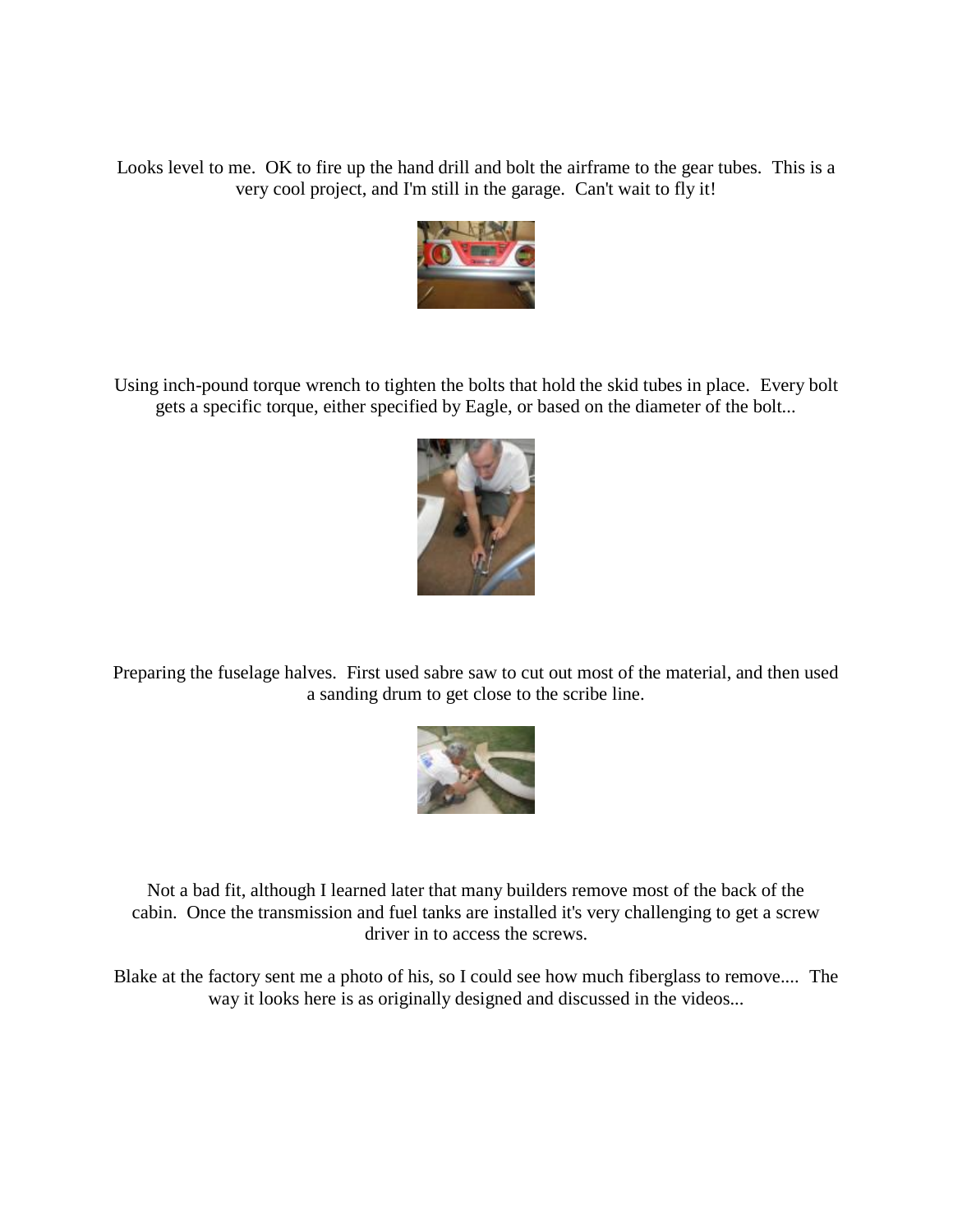Looks level to me.  OK to fire up the hand drill and bolt the airframe to the gear tubes.  This is a very cool project, and I'm still in the garage.  Can't wait to fly it!

Using inch-pound torque wrench to tighten the bolts that hold the skid tubes in place.  Every bolt gets a specific torque, either specified by Eagle, or based on the diameter of the bolt...

Preparing the fuselage halves.  First used sabre saw to cut out most of the material, and then used a sanding drum to get close to the scribe line.

Not a bad fit, although I learned later that many builders remove most of the back of the cabin.  Once the transmission and fuel tanks are installed it's very challenging to get a screw driver in to access the screws.

Blake at the factory sent me a photo of his, so I could see how much fiberglass to remove....  The way it looks here is as originally designed and discussed in the videos...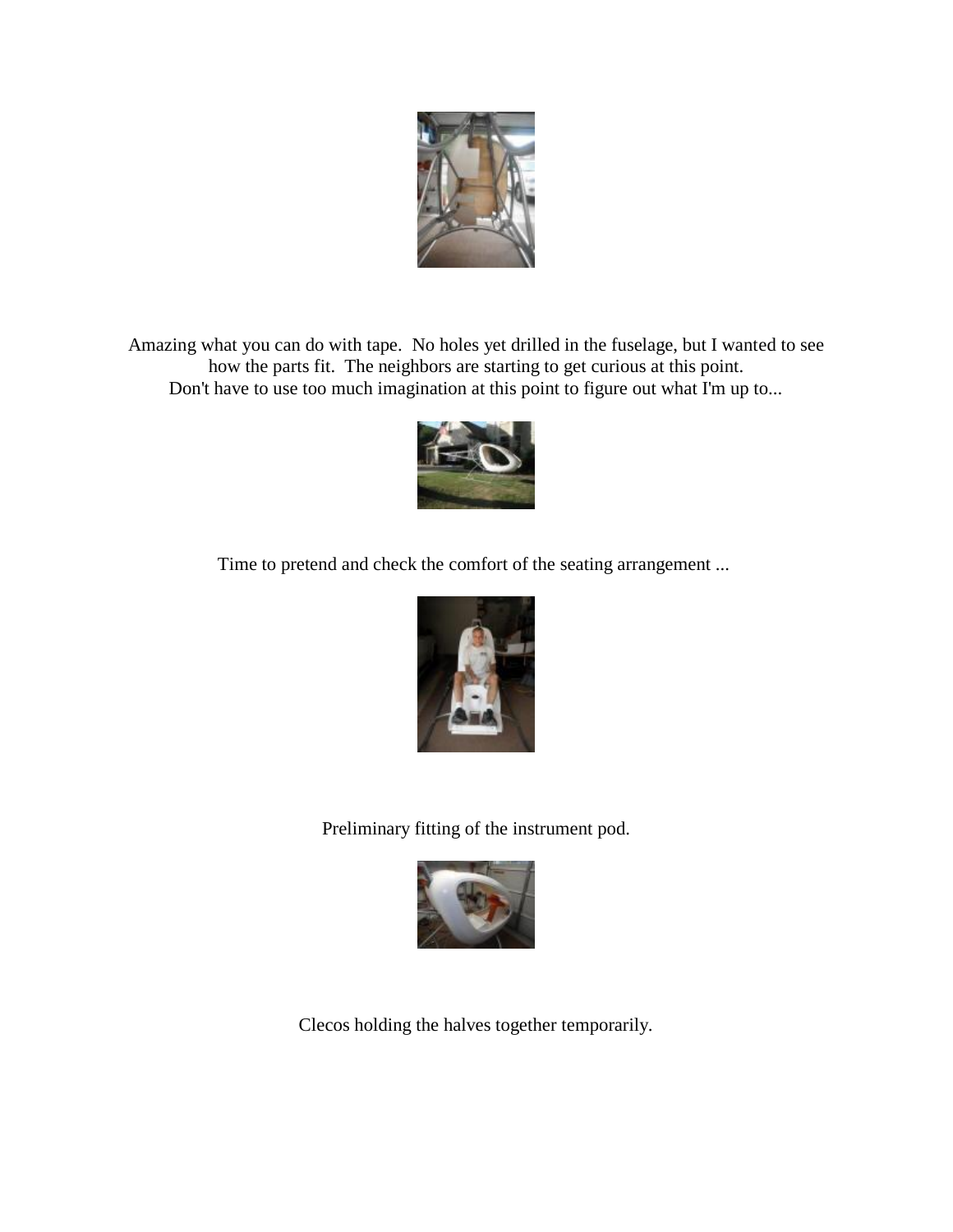Amazing what you can do with tape. No holes yet drilled in the fuselage, but I wanted to see how the parts fit. The neighbors are starting to get curious at this point.
Don't have to use too much imagination at this point to figure out what I'm up to...

Time to pretend and check the comfort of the seating arrangement ...

Preliminary fitting of the instrument pod.

Clecos holding the halves together temporarily.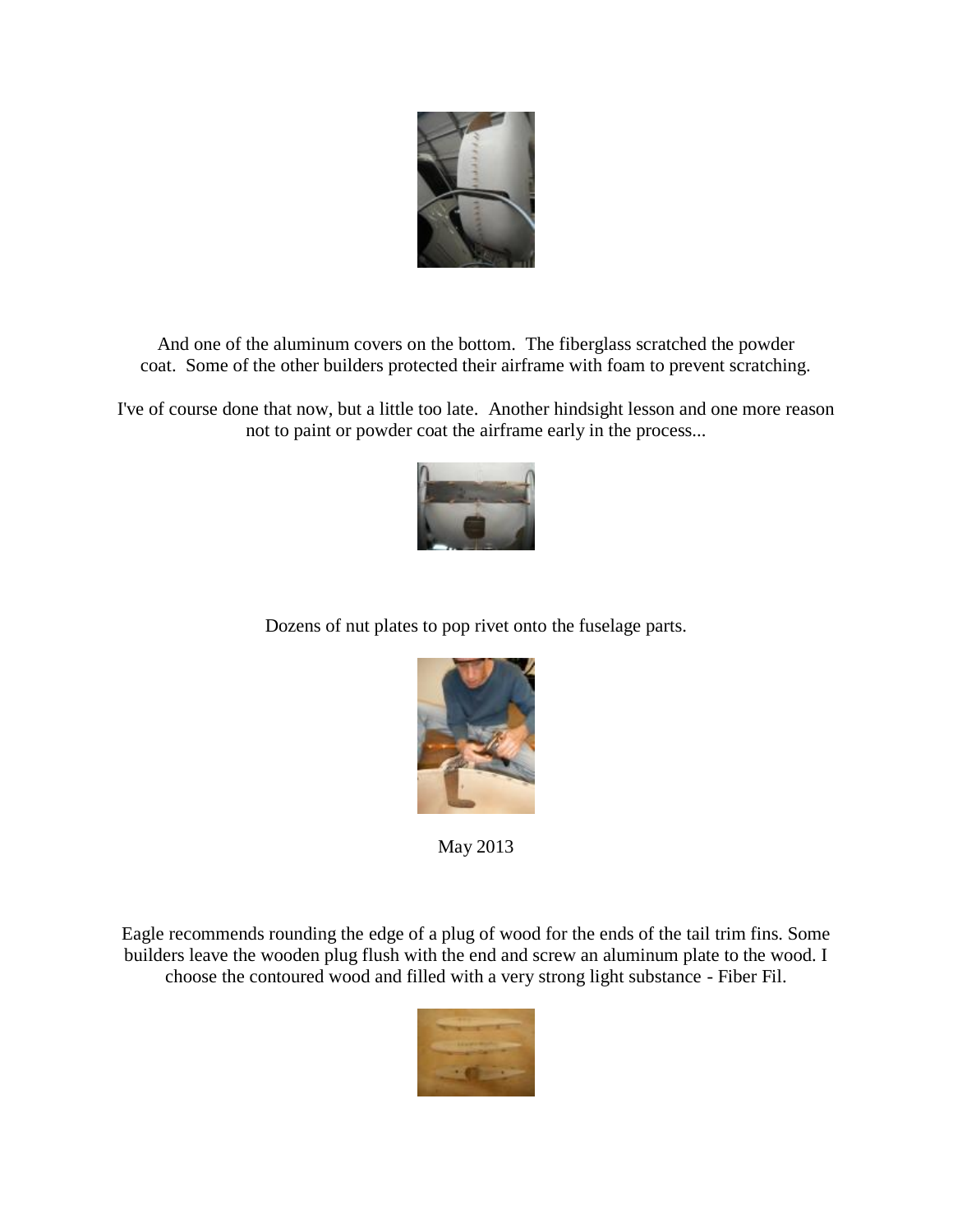And one of the aluminum covers on the bottom. The fiberglass scratched the powder coat. Some of the other builders protected their airframe with foam to prevent scratching.

I've of course done that now, but a little too late. Another hindsight lesson and one more reason not to paint or powder coat the airframe early in the process...

Dozens of nut plates to pop rivet onto the fuselage parts.

May 2013

Eagle recommends rounding the edge of a plug of wood for the ends of the tail trim fins. Some builders leave the wooden plug flush with the end and screw an aluminum plate to the wood. I choose the contoured wood and filled with a very strong light substance - Fiber Fil.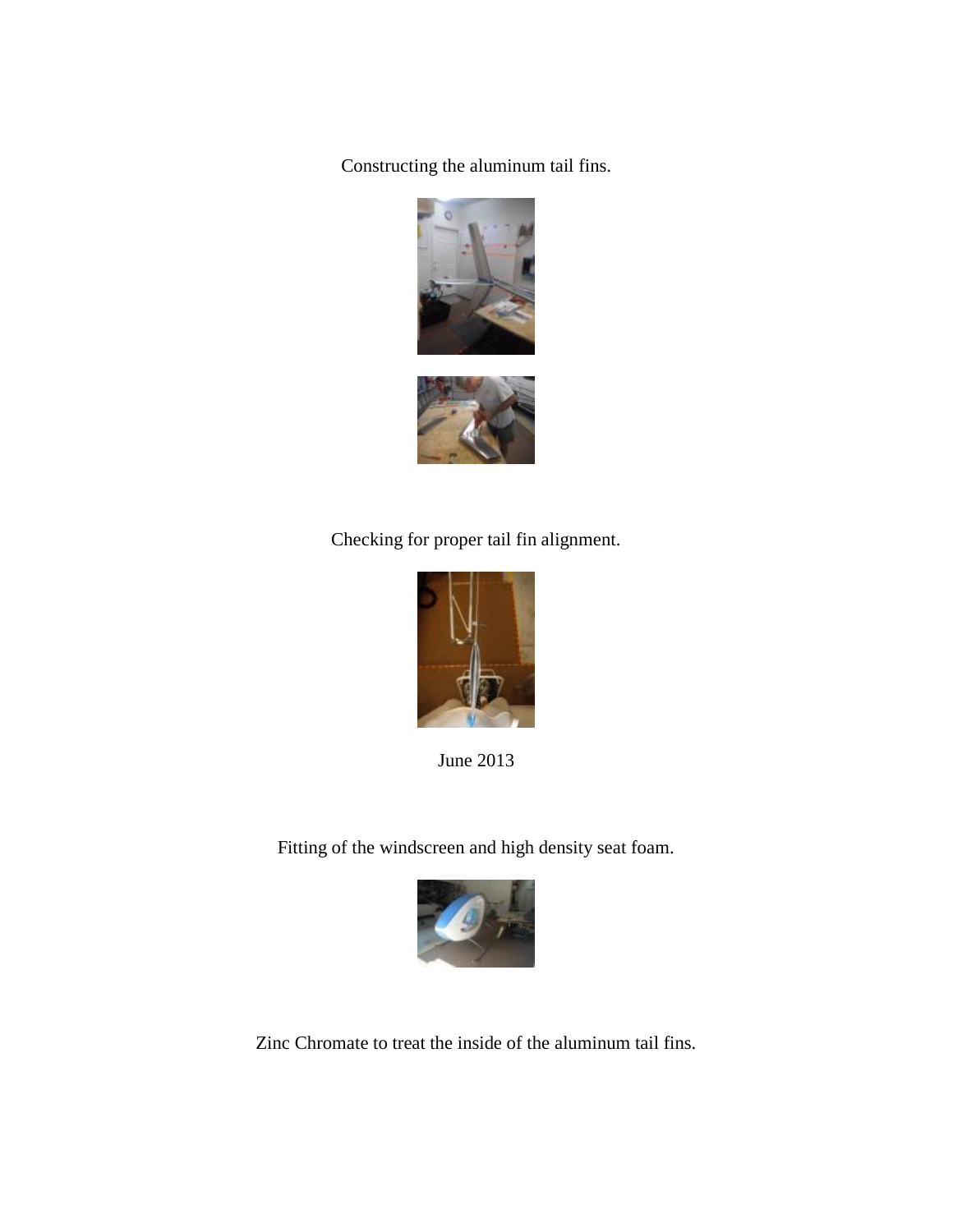Constructing the aluminum tail fins.

Checking for proper tail fin alignment.

June 2013

Fitting of the windscreen and high density seat foam.

Zinc Chromate to treat the inside of the aluminum tail fins.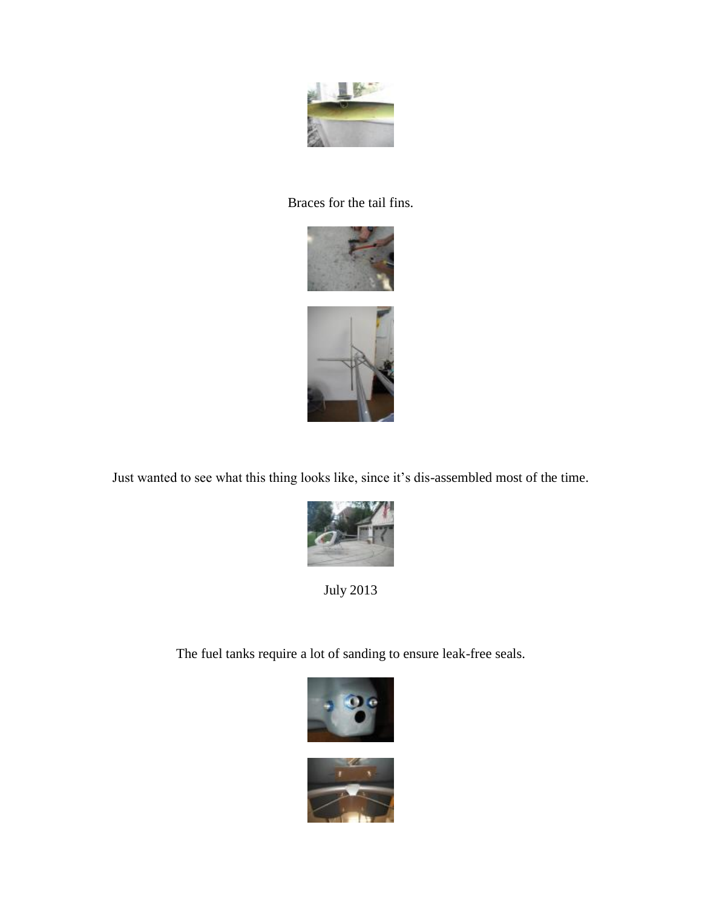Braces for the tail fins.

Just wanted to see what this thing looks like, since it's dis-assembled most of the time.

July 2013

The fuel tanks require a lot of sanding to ensure leak-free seals.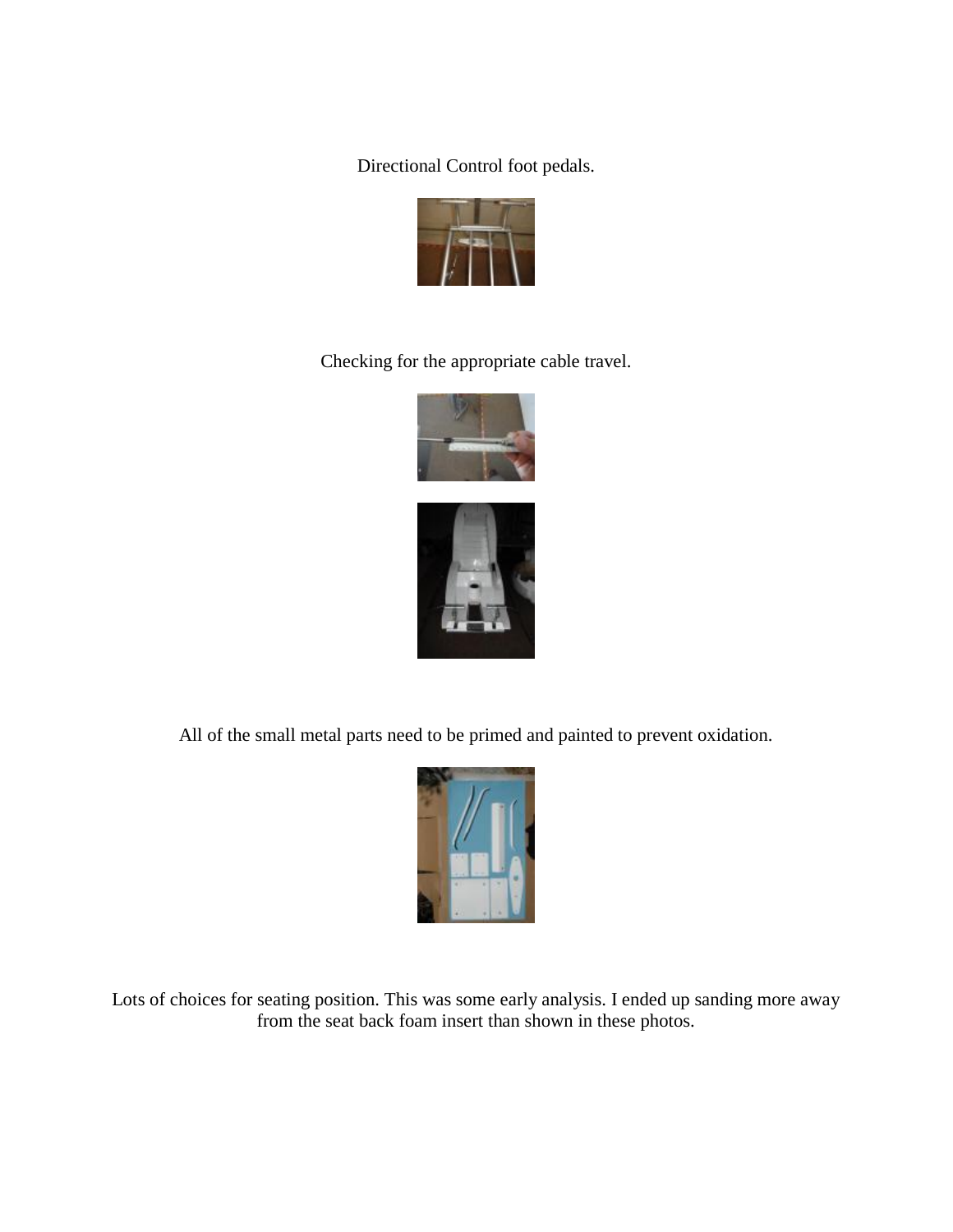Directional Control foot pedals.

Checking for the appropriate cable travel.

All of the small metal parts need to be primed and painted to prevent oxidation.

Lots of choices for seating position. This was some early analysis. I ended up sanding more away from the seat back foam insert than shown in these photos.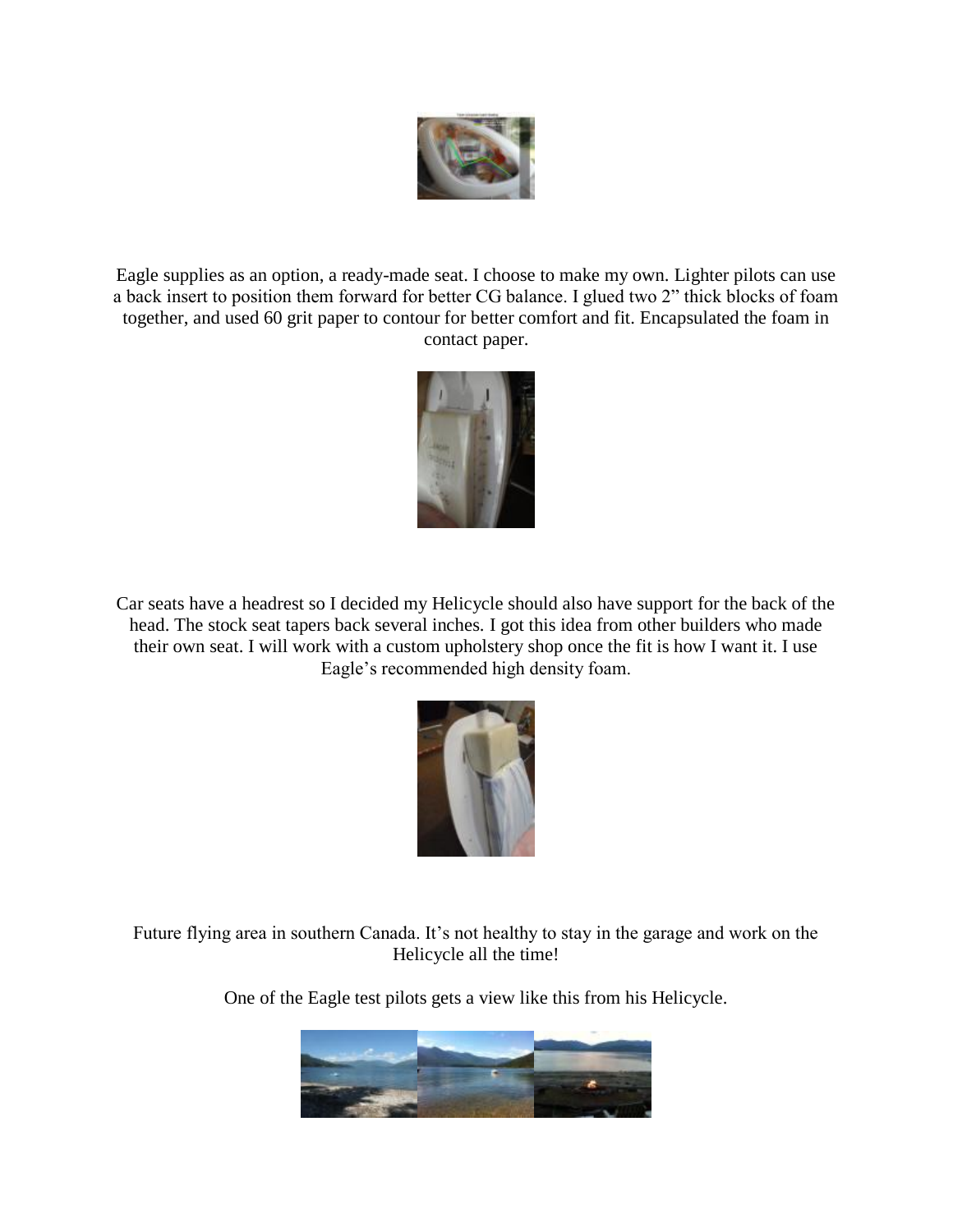Eagle supplies as an option, a ready-made seat. I choose to make my own. Lighter pilots can use a back insert to position them forward for better CG balance. I glued two 2" thick blocks of foam together, and used 60 grit paper to contour for better comfort and fit. Encapsulated the foam in contact paper.

Car seats have a headrest so I decided my Helicycle should also have support for the back of the head. The stock seat tapers back several inches. I got this idea from other builders who made their own seat. I will work with a custom upholstery shop once the fit is how I want it. I use Eagle's recommended high density foam.

Future flying area in southern Canada. It's not healthy to stay in the garage and work on the Helicycle all the time!

One of the Eagle test pilots gets a view like this from his Helicycle.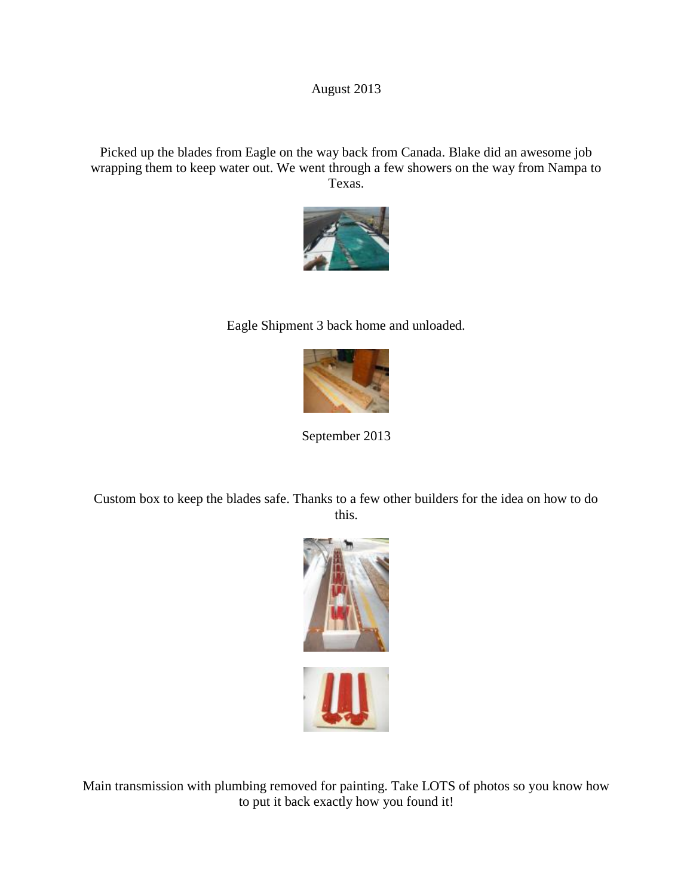August 2013

Picked up the blades from Eagle on the way back from Canada. Blake did an awesome job wrapping them to keep water out. We went through a few showers on the way from Nampa to Texas.

Eagle Shipment 3 back home and unloaded.

September 2013

Custom box to keep the blades safe. Thanks to a few other builders for the idea on how to do this.

Main transmission with plumbing removed for painting. Take LOTS of photos so you know how to put it back exactly how you found it!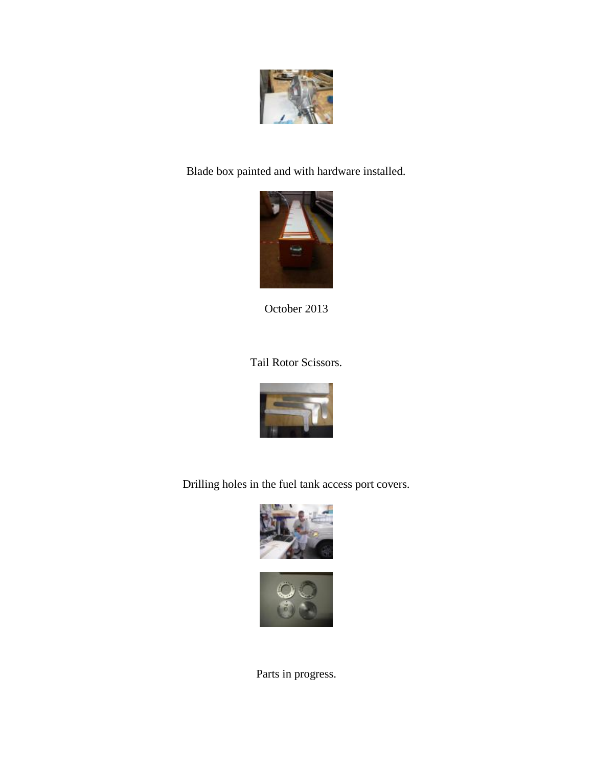Blade box painted and with hardware installed.

October 2013

Tail Rotor Scissors.

Drilling holes in the fuel tank access port covers.

Parts in progress.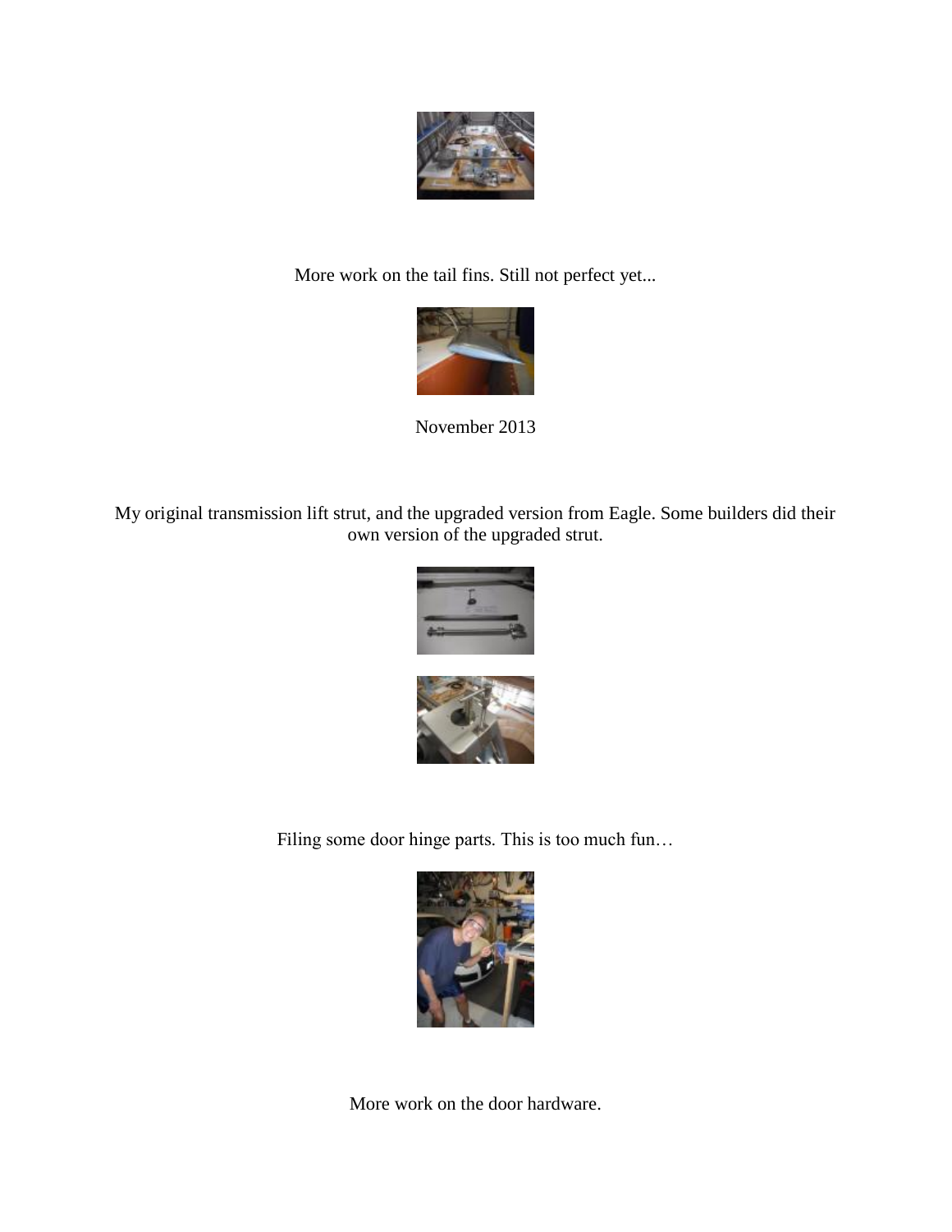More work on the tail fins. Still not perfect yet...

November 2013

My original transmission lift strut, and the upgraded version from Eagle. Some builders did their own version of the upgraded strut.

Filing some door hinge parts. This is too much fun…

More work on the door hardware.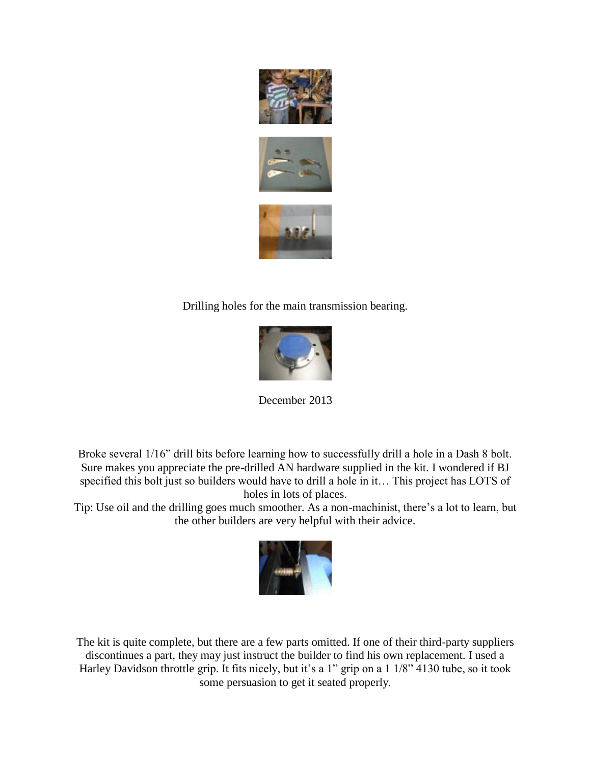Drilling holes for the main transmission bearing.

December 2013

Broke several 1/16" drill bits before learning how to successfully drill a hole in a Dash 8 bolt. Sure makes you appreciate the pre-drilled AN hardware supplied in the kit. I wondered if BJ specified this bolt just so builders would have to drill a hole in it… This project has LOTS of holes in lots of places.

Tip: Use oil and the drilling goes much smoother. As a non-machinist, there's a lot to learn, but the other builders are very helpful with their advice.

The kit is quite complete, but there are a few parts omitted. If one of their third-party suppliers discontinues a part, they may just instruct the builder to find his own replacement. I used a Harley Davidson throttle grip. It fits nicely, but it's a 1" grip on a 1 1/8" 4130 tube, so it took some persuasion to get it seated properly.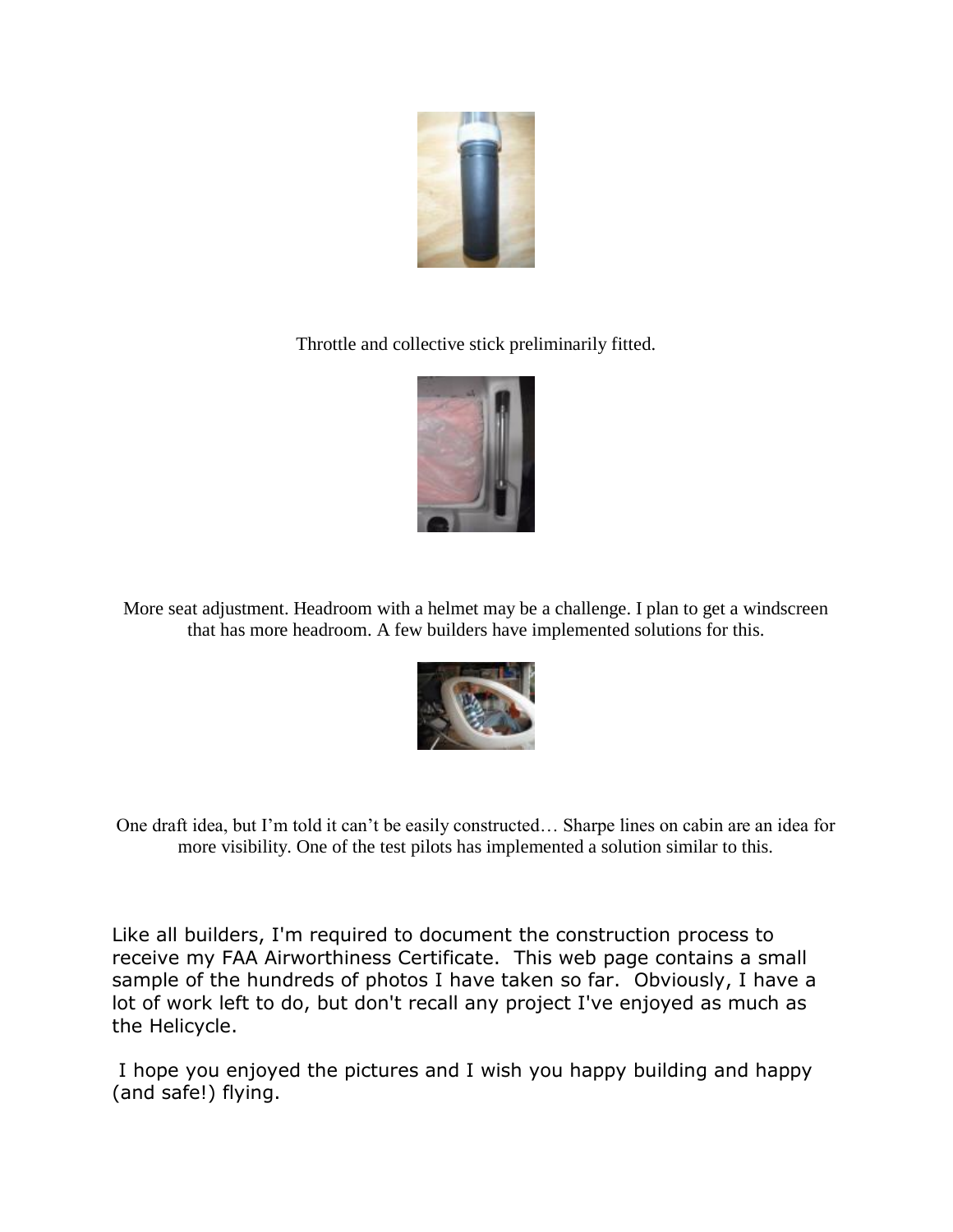Throttle and collective stick preliminarily fitted.

More seat adjustment. Headroom with a helmet may be a challenge. I plan to get a windscreen that has more headroom. A few builders have implemented solutions for this.

One draft idea, but I'm told it can't be easily constructed… Sharpe lines on cabin are an idea for more visibility. One of the test pilots has implemented a solution similar to this.

Like all builders, I'm required to document the construction process to receive my FAA Airworthiness Certificate. This web page contains a small sample of the hundreds of photos I have taken so far. Obviously, I have a lot of work left to do, but don't recall any project I've enjoyed as much as the Helicycle.

I hope you enjoyed the pictures and I wish you happy building and happy (and safe!) flying.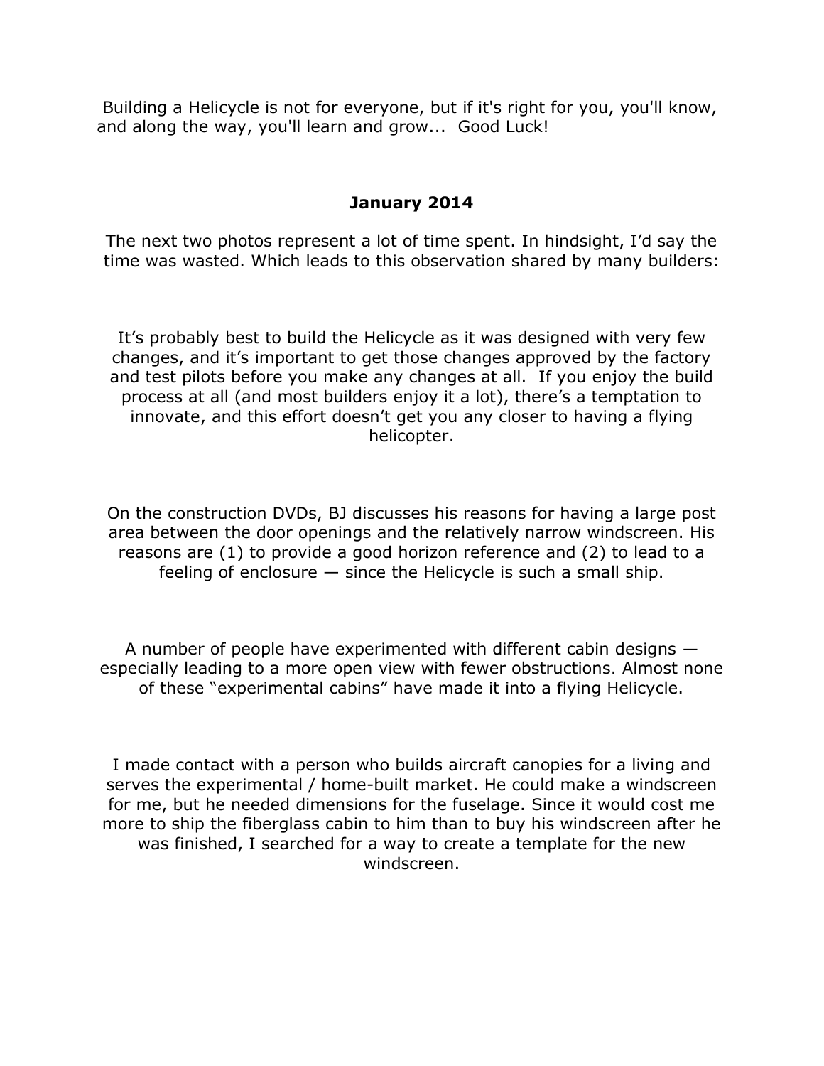Building a Helicycle is not for everyone, but if it's right for you, you'll know, and along the way, you'll learn and grow... Good Luck!

## January 2014

The next two photos represent a lot of time spent. In hindsight, I'd say the time was wasted. Which leads to this observation shared by many builders:

It's probably best to build the Helicycle as it was designed with very few changes, and it's important to get those changes approved by the factory and test pilots before you make any changes at all. If you enjoy the build process at all (and most builders enjoy it a lot), there's a temptation to innovate, and this effort doesn't get you any closer to having a flying helicopter.

On the construction DVDs, BJ discusses his reasons for having a large post area between the door openings and the relatively narrow windscreen. His reasons are (1) to provide a good horizon reference and (2) to lead to a feeling of enclosure — since the Helicycle is such a small ship.

A number of people have experimented with different cabin designs — especially leading to a more open view with fewer obstructions. Almost none of these "experimental cabins" have made it into a flying Helicycle.

I made contact with a person who builds aircraft canopies for a living and serves the experimental / home-built market. He could make a windscreen for me, but he needed dimensions for the fuselage. Since it would cost me more to ship the fiberglass cabin to him than to buy his windscreen after he was finished, I searched for a way to create a template for the new windscreen.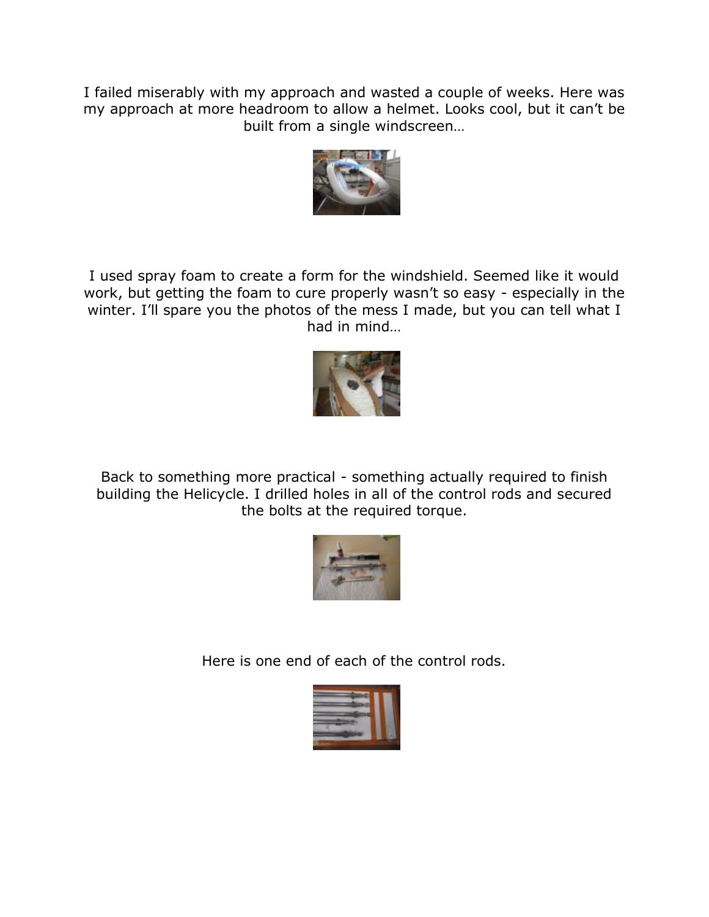I failed miserably with my approach and wasted a couple of weeks. Here was my approach at more headroom to allow a helmet. Looks cool, but it can't be built from a single windscreen…

I used spray foam to create a form for the windshield. Seemed like it would work, but getting the foam to cure properly wasn't so easy - especially in the winter. I'll spare you the photos of the mess I made, but you can tell what I had in mind…

Back to something more practical - something actually required to finish building the Helicycle. I drilled holes in all of the control rods and secured the bolts at the required torque.

Here is one end of each of the control rods.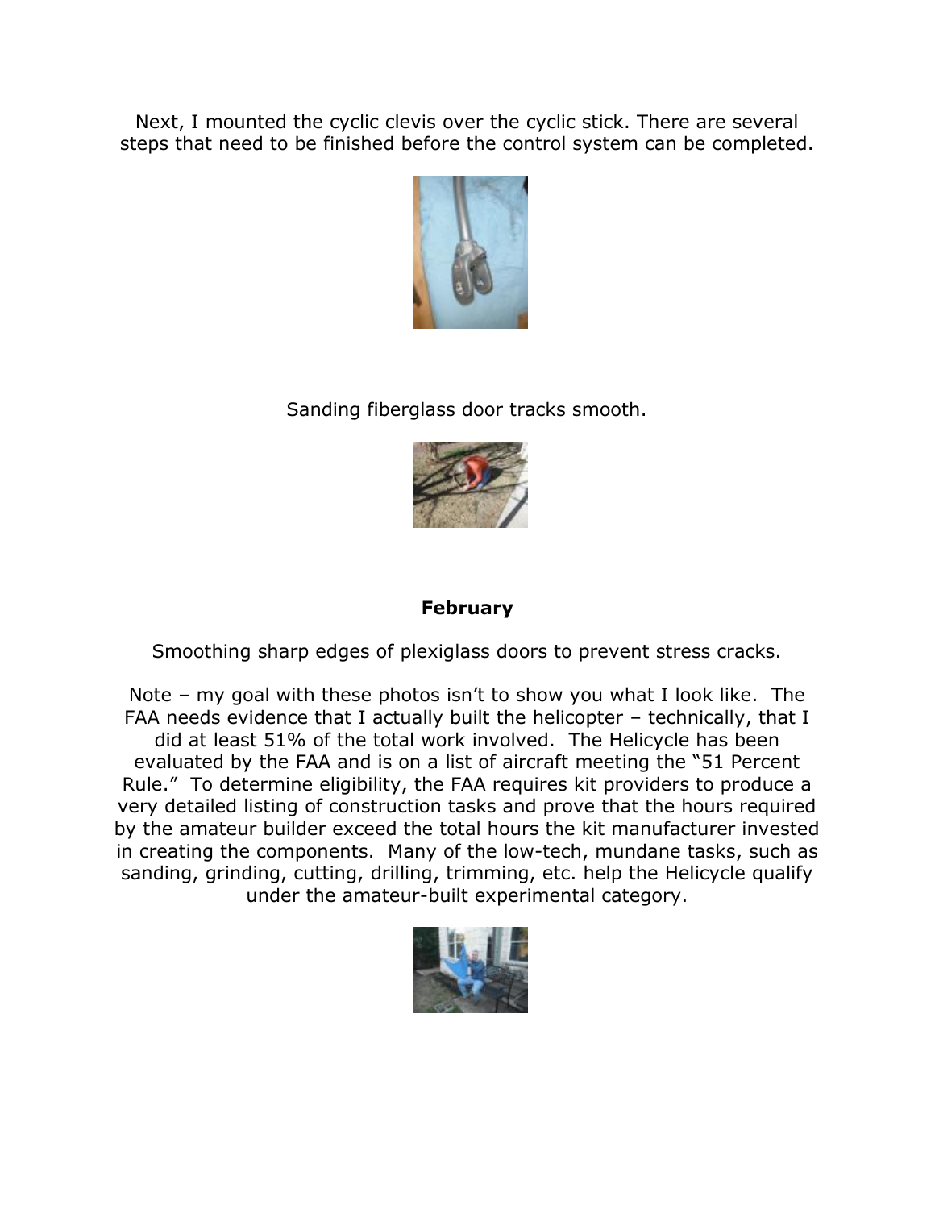Next, I mounted the cyclic clevis over the cyclic stick. There are several steps that need to be finished before the control system can be completed.

Sanding fiberglass door tracks smooth.

**February**

Smoothing sharp edges of plexiglass doors to prevent stress cracks.

Note – my goal with these photos isn't to show you what I look like. The FAA needs evidence that I actually built the helicopter – technically, that I did at least 51% of the total work involved. The Helicycle has been evaluated by the FAA and is on a list of aircraft meeting the "51 Percent Rule." To determine eligibility, the FAA requires kit providers to produce a very detailed listing of construction tasks and prove that the hours required by the amateur builder exceed the total hours the kit manufacturer invested in creating the components. Many of the low-tech, mundane tasks, such as sanding, grinding, cutting, drilling, trimming, etc. help the Helicycle qualify under the amateur-built experimental category.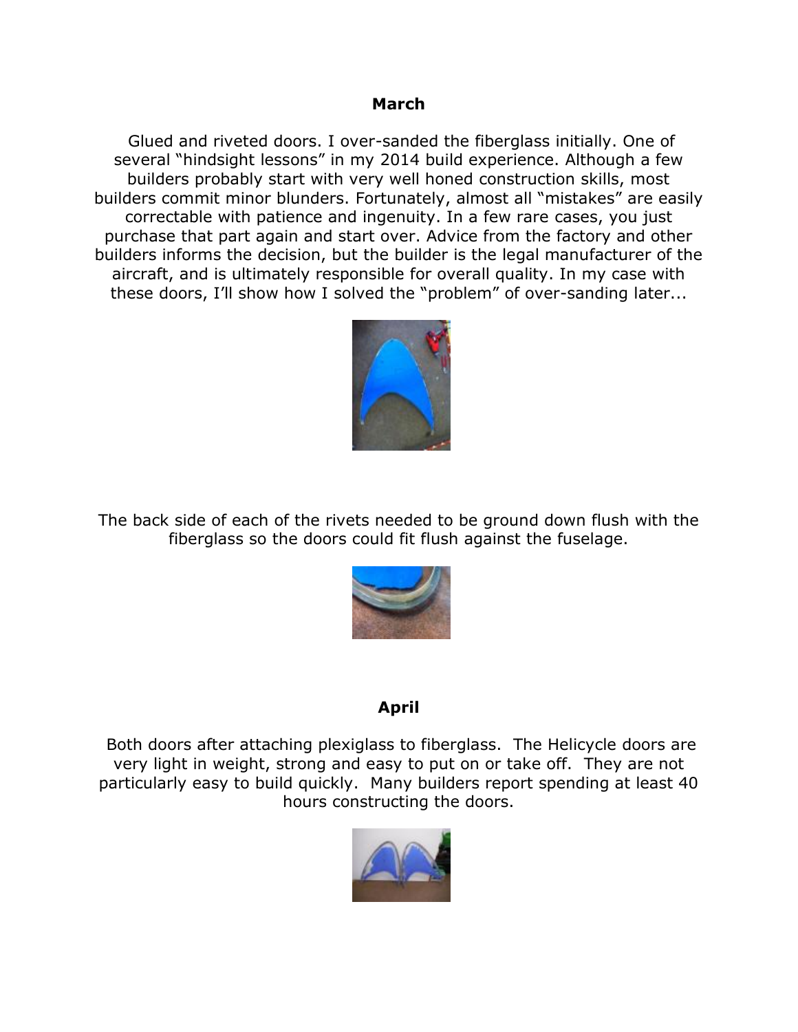## March

Glued and riveted doors. I over-sanded the fiberglass initially. One of several "hindsight lessons" in my 2014 build experience. Although a few builders probably start with very well honed construction skills, most builders commit minor blunders. Fortunately, almost all "mistakes" are easily correctable with patience and ingenuity. In a few rare cases, you just purchase that part again and start over. Advice from the factory and other builders informs the decision, but the builder is the legal manufacturer of the aircraft, and is ultimately responsible for overall quality. In my case with these doors, I'll show how I solved the "problem" of over-sanding later...

The back side of each of the rivets needed to be ground down flush with the fiberglass so the doors could fit flush against the fuselage.

## April

Both doors after attaching plexiglass to fiberglass. The Helicycle doors are very light in weight, strong and easy to put on or take off. They are not particularly easy to build quickly. Many builders report spending at least 40 hours constructing the doors.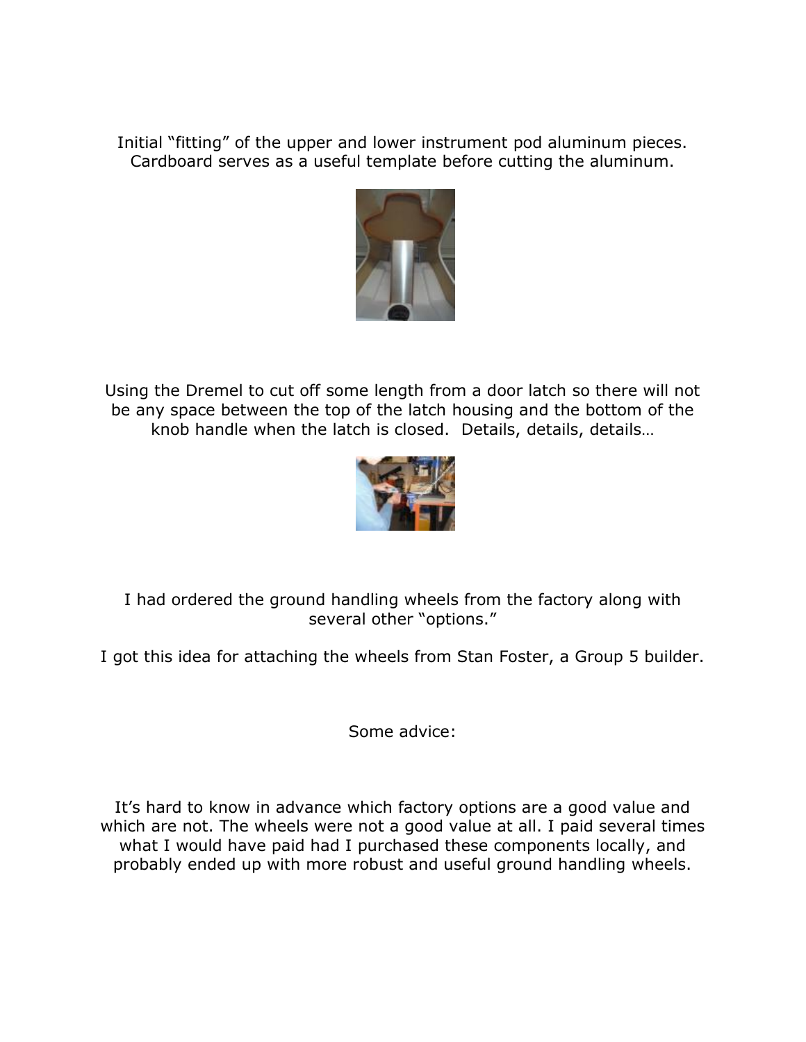Initial “fitting” of the upper and lower instrument pod aluminum pieces. Cardboard serves as a useful template before cutting the aluminum.

Using the Dremel to cut off some length from a door latch so there will not be any space between the top of the latch housing and the bottom of the knob handle when the latch is closed.  Details, details, details…

I had ordered the ground handling wheels from the factory along with several other “options.”

I got this idea for attaching the wheels from Stan Foster, a Group 5 builder.

Some advice:

It’s hard to know in advance which factory options are a good value and which are not. The wheels were not a good value at all. I paid several times what I would have paid had I purchased these components locally, and probably ended up with more robust and useful ground handling wheels.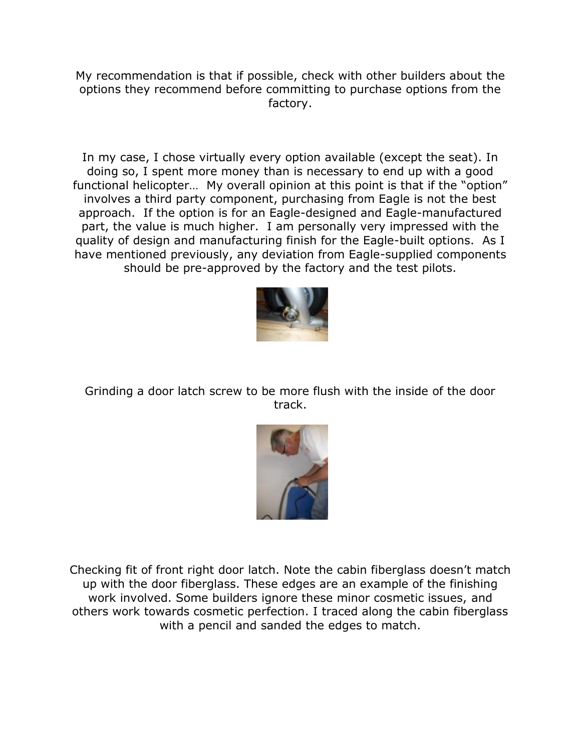My recommendation is that if possible, check with other builders about the options they recommend before committing to purchase options from the factory.

In my case, I chose virtually every option available (except the seat). In doing so, I spent more money than is necessary to end up with a good functional helicopter… My overall opinion at this point is that if the "option" involves a third party component, purchasing from Eagle is not the best approach. If the option is for an Eagle-designed and Eagle-manufactured part, the value is much higher. I am personally very impressed with the quality of design and manufacturing finish for the Eagle-built options. As I have mentioned previously, any deviation from Eagle-supplied components should be pre-approved by the factory and the test pilots.

Grinding a door latch screw to be more flush with the inside of the door track.

Checking fit of front right door latch. Note the cabin fiberglass doesn't match up with the door fiberglass. These edges are an example of the finishing work involved. Some builders ignore these minor cosmetic issues, and others work towards cosmetic perfection. I traced along the cabin fiberglass with a pencil and sanded the edges to match.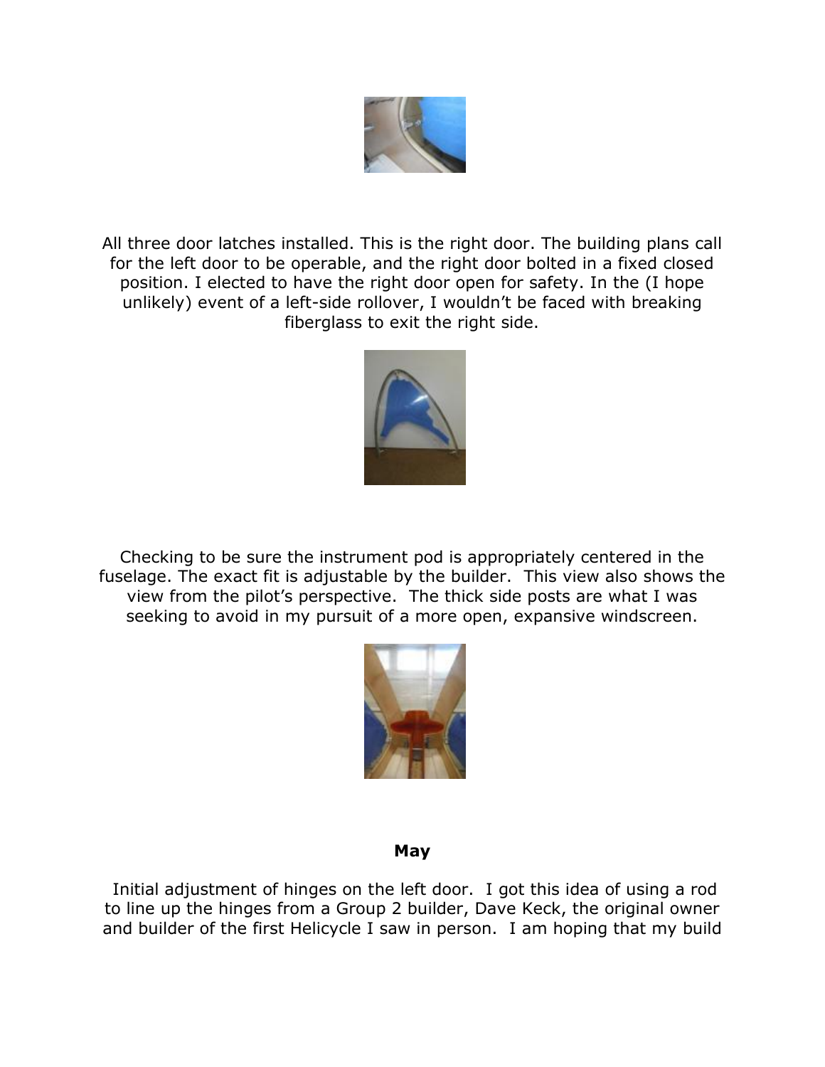All three door latches installed. This is the right door. The building plans call for the left door to be operable, and the right door bolted in a fixed closed position. I elected to have the right door open for safety. In the (I hope unlikely) event of a left-side rollover, I wouldn't be faced with breaking fiberglass to exit the right side.

Checking to be sure the instrument pod is appropriately centered in the fuselage. The exact fit is adjustable by the builder. This view also shows the view from the pilot's perspective. The thick side posts are what I was seeking to avoid in my pursuit of a more open, expansive windscreen.

**May**

Initial adjustment of hinges on the left door. I got this idea of using a rod to line up the hinges from a Group 2 builder, Dave Keck, the original owner and builder of the first Helicycle I saw in person. I am hoping that my build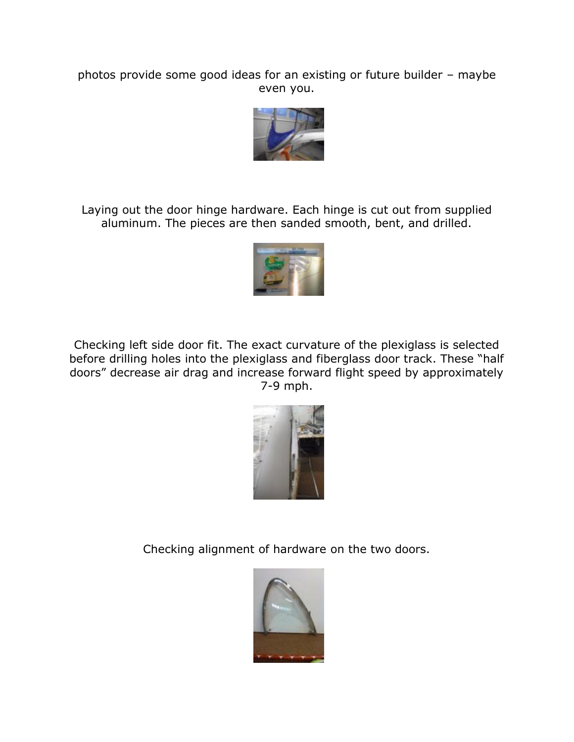photos provide some good ideas for an existing or future builder – maybe even you.

Laying out the door hinge hardware. Each hinge is cut out from supplied aluminum. The pieces are then sanded smooth, bent, and drilled.

Checking left side door fit. The exact curvature of the plexiglass is selected before drilling holes into the plexiglass and fiberglass door track. These "half doors" decrease air drag and increase forward flight speed by approximately 7-9 mph.

Checking alignment of hardware on the two doors.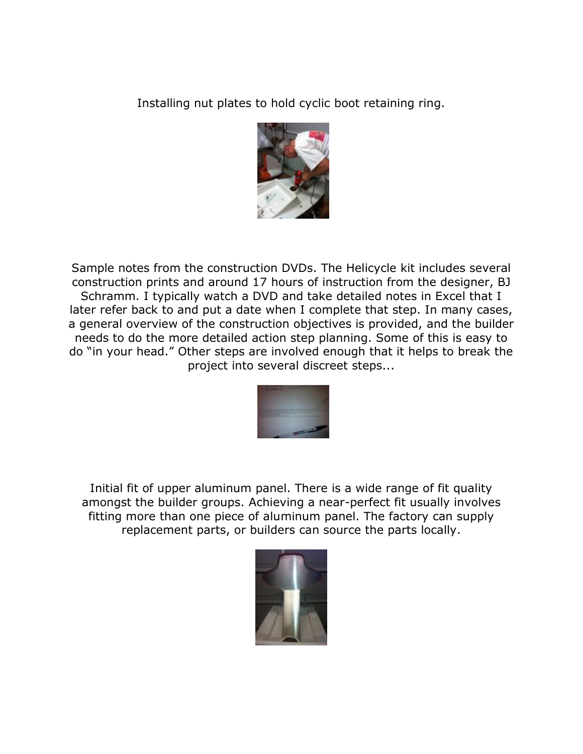Installing nut plates to hold cyclic boot retaining ring.

Sample notes from the construction DVDs. The Helicycle kit includes several construction prints and around 17 hours of instruction from the designer, BJ Schramm. I typically watch a DVD and take detailed notes in Excel that I later refer back to and put a date when I complete that step. In many cases, a general overview of the construction objectives is provided, and the builder needs to do the more detailed action step planning. Some of this is easy to do "in your head." Other steps are involved enough that it helps to break the project into several discreet steps...

Initial fit of upper aluminum panel. There is a wide range of fit quality amongst the builder groups. Achieving a near-perfect fit usually involves fitting more than one piece of aluminum panel. The factory can supply replacement parts, or builders can source the parts locally.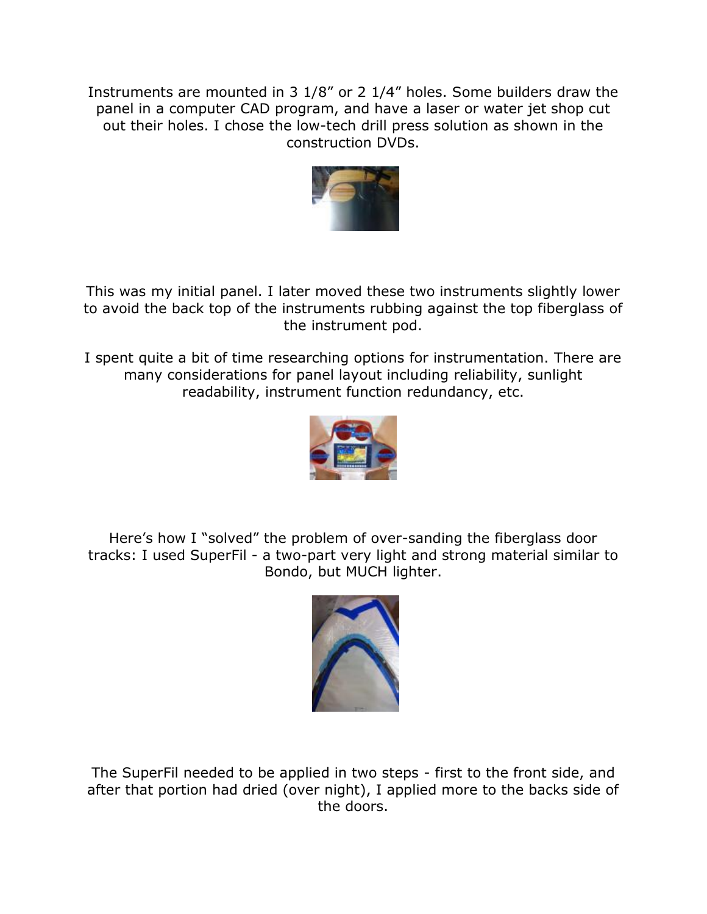Instruments are mounted in 3 1/8" or 2 1/4" holes. Some builders draw the panel in a computer CAD program, and have a laser or water jet shop cut out their holes. I chose the low-tech drill press solution as shown in the construction DVDs.

This was my initial panel. I later moved these two instruments slightly lower to avoid the back top of the instruments rubbing against the top fiberglass of the instrument pod.

I spent quite a bit of time researching options for instrumentation. There are many considerations for panel layout including reliability, sunlight readability, instrument function redundancy, etc.

Here's how I "solved" the problem of over-sanding the fiberglass door tracks: I used SuperFil - a two-part very light and strong material similar to Bondo, but MUCH lighter.

The SuperFil needed to be applied in two steps - first to the front side, and after that portion had dried (over night), I applied more to the backs side of the doors.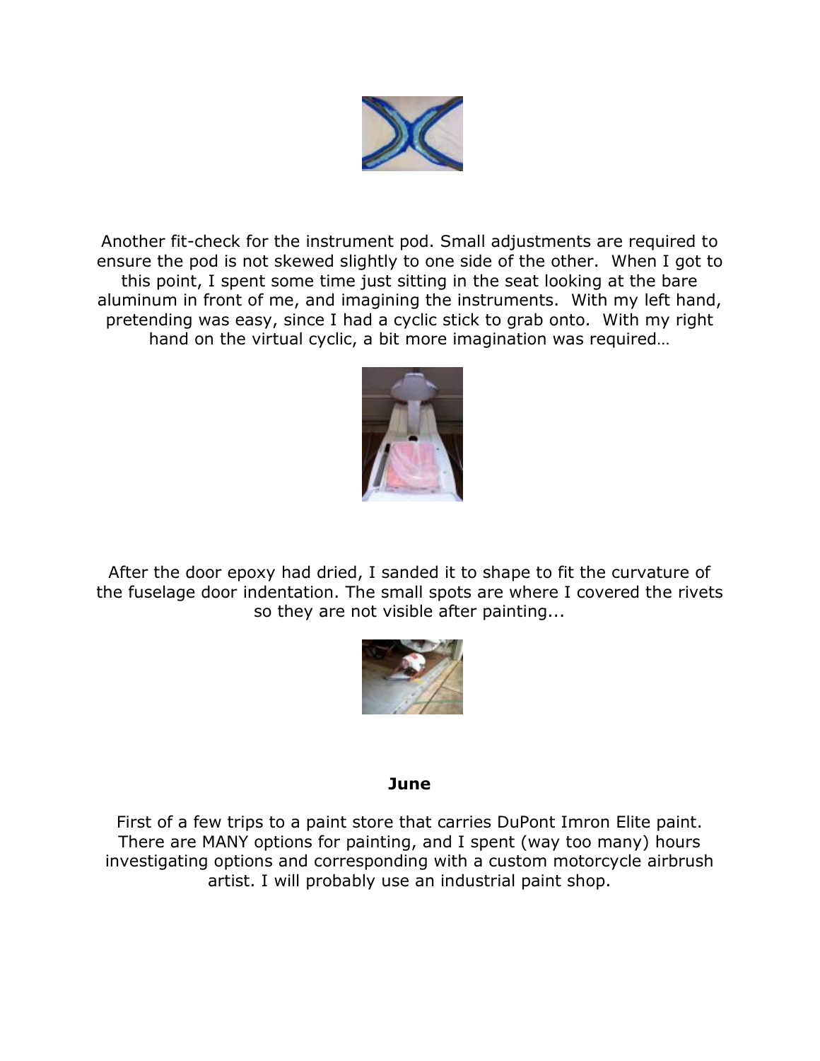Another fit-check for the instrument pod. Small adjustments are required to ensure the pod is not skewed slightly to one side of the other.  When I got to this point, I spent some time just sitting in the seat looking at the bare aluminum in front of me, and imagining the instruments.  With my left hand, pretending was easy, since I had a cyclic stick to grab onto.  With my right hand on the virtual cyclic, a bit more imagination was required…

After the door epoxy had dried, I sanded it to shape to fit the curvature of the fuselage door indentation. The small spots are where I covered the rivets so they are not visible after painting...

**June**

First of a few trips to a paint store that carries DuPont Imron Elite paint. There are MANY options for painting, and I spent (way too many) hours investigating options and corresponding with a custom motorcycle airbrush artist. I will probably use an industrial paint shop.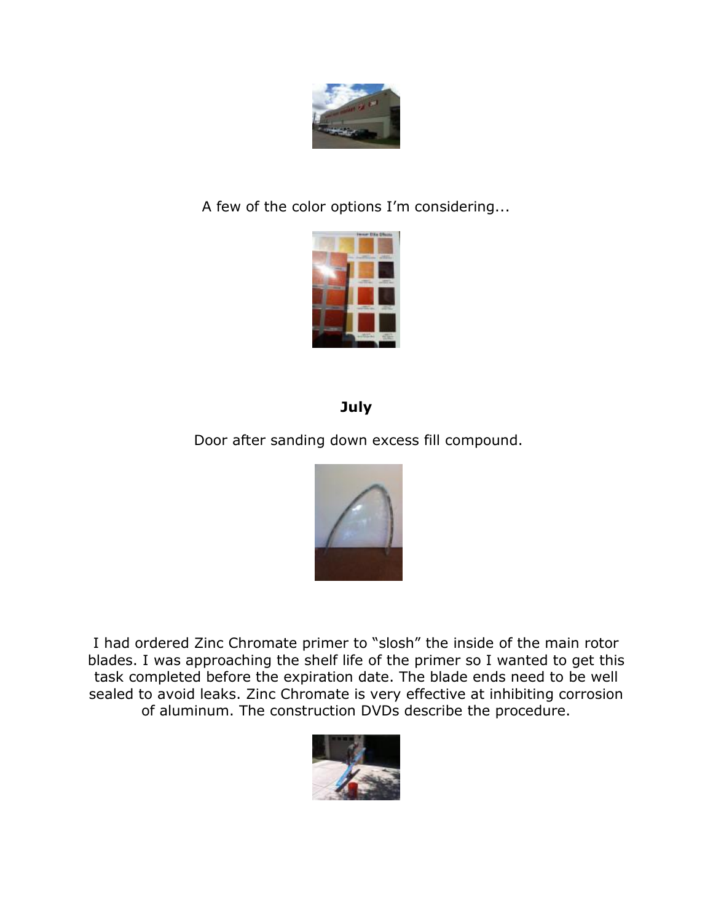A few of the color options I'm considering...

**July**

Door after sanding down excess fill compound.

I had ordered Zinc Chromate primer to "slosh" the inside of the main rotor blades. I was approaching the shelf life of the primer so I wanted to get this task completed before the expiration date. The blade ends need to be well sealed to avoid leaks. Zinc Chromate is very effective at inhibiting corrosion of aluminum. The construction DVDs describe the procedure.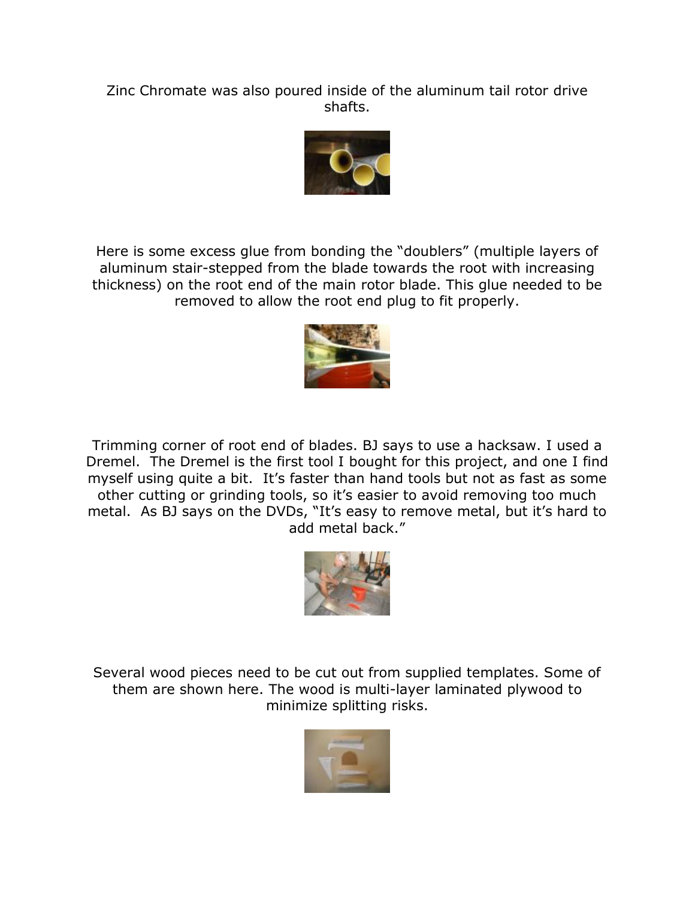Zinc Chromate was also poured inside of the aluminum tail rotor drive shafts.

Here is some excess glue from bonding the “doublers” (multiple layers of aluminum stair-stepped from the blade towards the root with increasing thickness) on the root end of the main rotor blade. This glue needed to be removed to allow the root end plug to fit properly.

Trimming corner of root end of blades. BJ says to use a hacksaw. I used a Dremel. The Dremel is the first tool I bought for this project, and one I find myself using quite a bit. It’s faster than hand tools but not as fast as some other cutting or grinding tools, so it’s easier to avoid removing too much metal. As BJ says on the DVDs, “It’s easy to remove metal, but it’s hard to add metal back.”

Several wood pieces need to be cut out from supplied templates. Some of them are shown here. The wood is multi-layer laminated plywood to minimize splitting risks.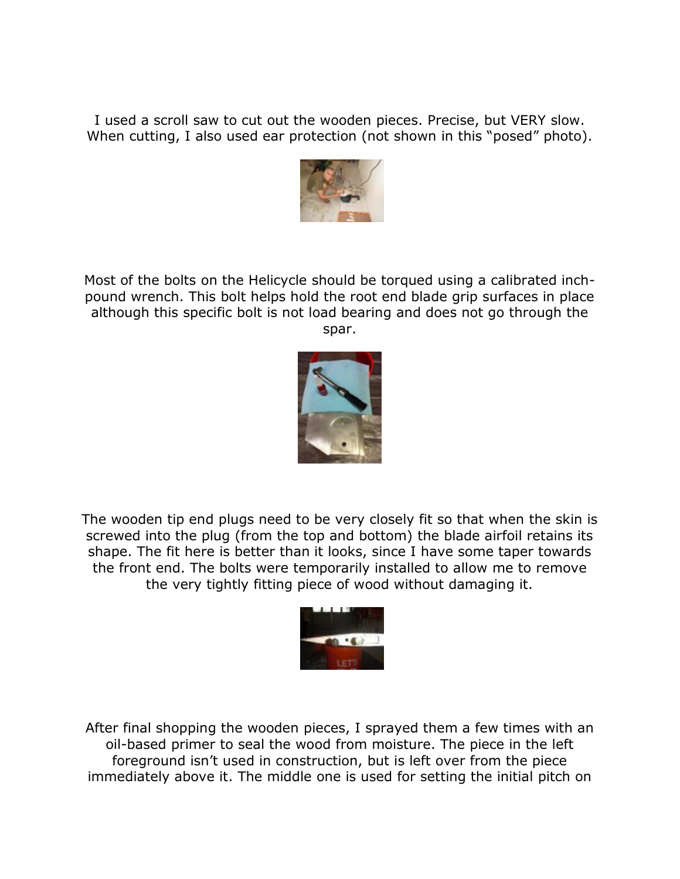I used a scroll saw to cut out the wooden pieces. Precise, but VERY slow. When cutting, I also used ear protection (not shown in this "posed" photo).

Most of the bolts on the Helicycle should be torqued using a calibrated inch-pound wrench. This bolt helps hold the root end blade grip surfaces in place although this specific bolt is not load bearing and does not go through the spar.

The wooden tip end plugs need to be very closely fit so that when the skin is screwed into the plug (from the top and bottom) the blade airfoil retains its shape. The fit here is better than it looks, since I have some taper towards the front end. The bolts were temporarily installed to allow me to remove the very tightly fitting piece of wood without damaging it.

After final shopping the wooden pieces, I sprayed them a few times with an oil-based primer to seal the wood from moisture. The piece in the left foreground isn't used in construction, but is left over from the piece immediately above it. The middle one is used for setting the initial pitch on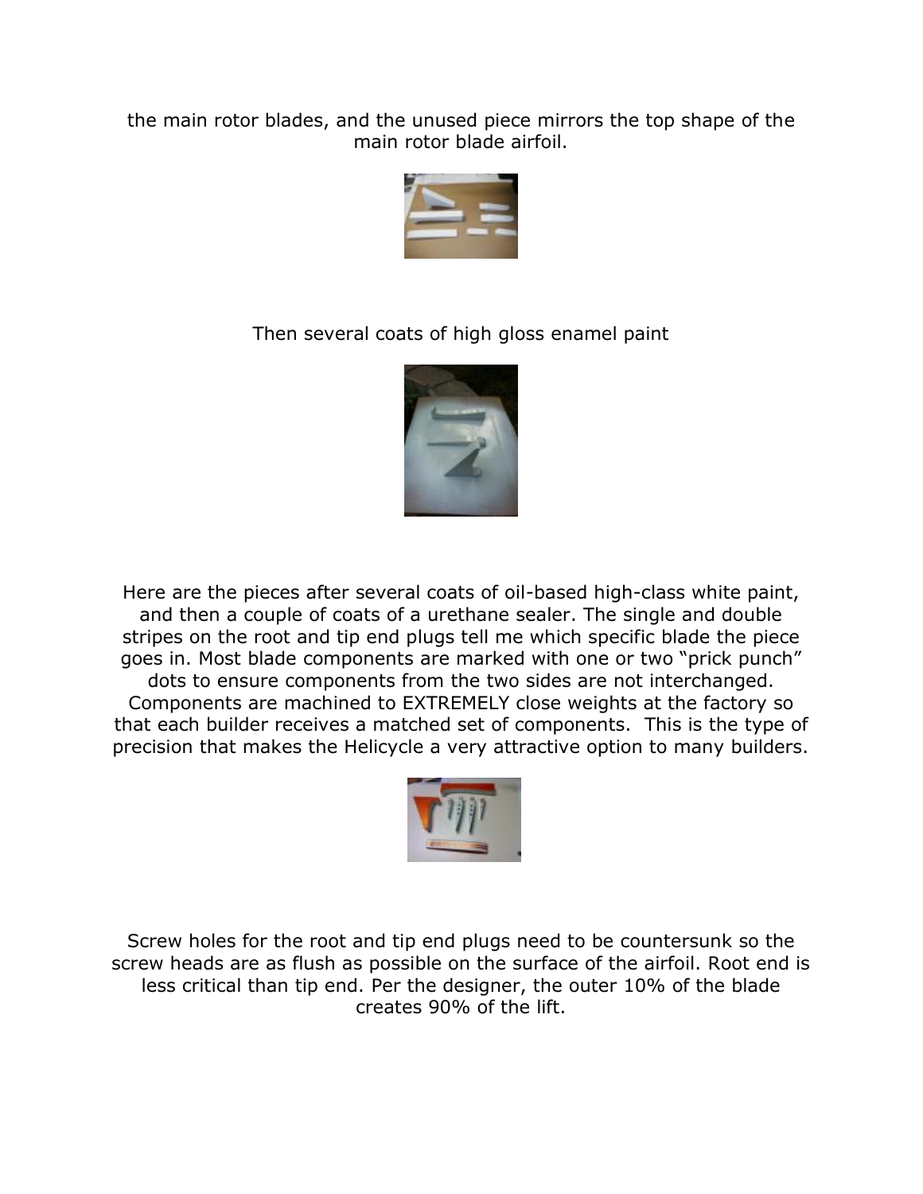the main rotor blades, and the unused piece mirrors the top shape of the main rotor blade airfoil.

Then several coats of high gloss enamel paint

Here are the pieces after several coats of oil-based high-class white paint, and then a couple of coats of a urethane sealer. The single and double stripes on the root and tip end plugs tell me which specific blade the piece goes in. Most blade components are marked with one or two "prick punch" dots to ensure components from the two sides are not interchanged. Components are machined to EXTREMELY close weights at the factory so that each builder receives a matched set of components. This is the type of precision that makes the Helicycle a very attractive option to many builders.

Screw holes for the root and tip end plugs need to be countersunk so the screw heads are as flush as possible on the surface of the airfoil. Root end is less critical than tip end. Per the designer, the outer 10% of the blade creates 90% of the lift.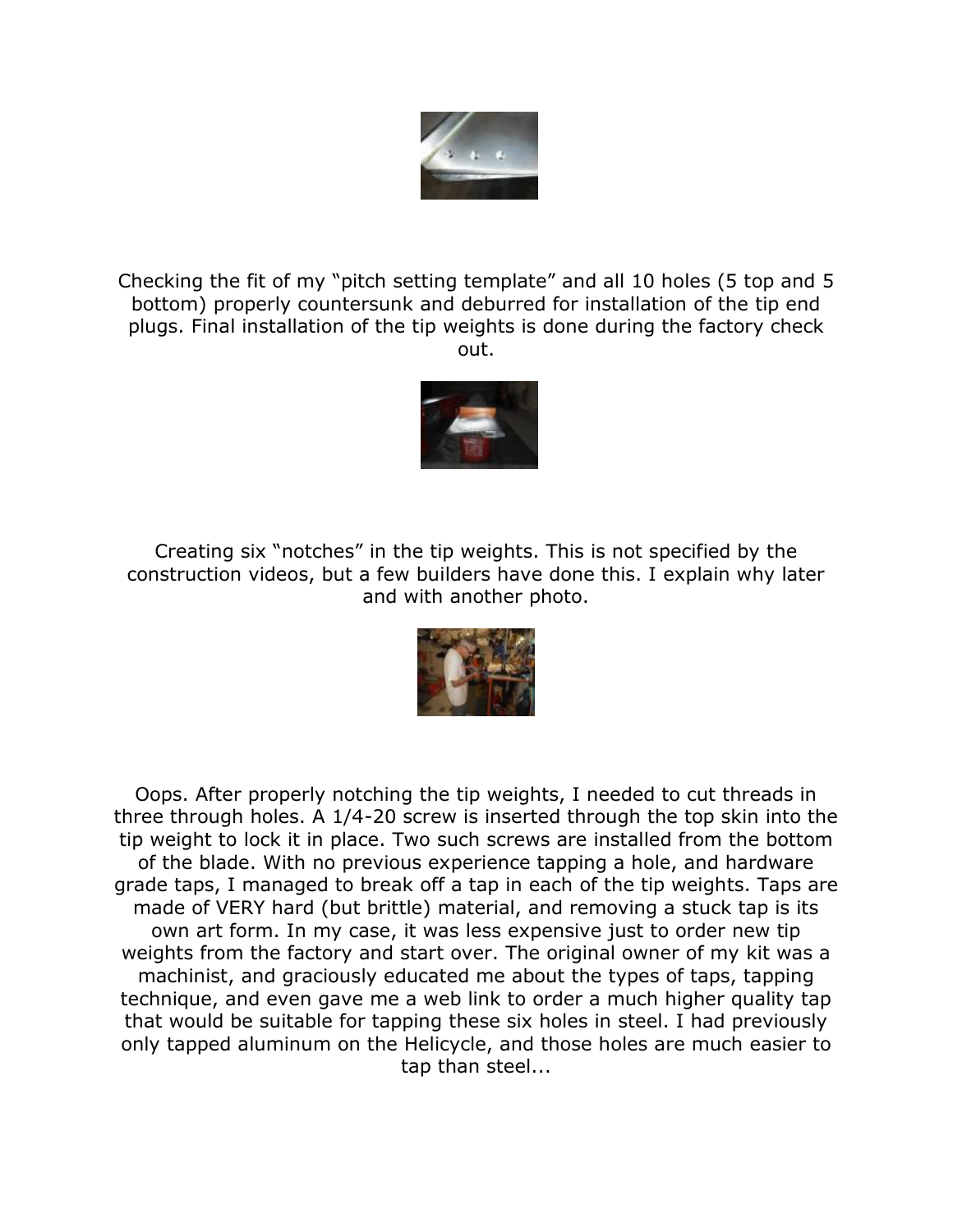Checking the fit of my “pitch setting template” and all 10 holes (5 top and 5 bottom) properly countersunk and deburred for installation of the tip end plugs. Final installation of the tip weights is done during the factory check out.

Creating six “notches” in the tip weights. This is not specified by the construction videos, but a few builders have done this. I explain why later and with another photo.

Oops. After properly notching the tip weights, I needed to cut threads in three through holes. A 1/4-20 screw is inserted through the top skin into the tip weight to lock it in place. Two such screws are installed from the bottom of the blade. With no previous experience tapping a hole, and hardware grade taps, I managed to break off a tap in each of the tip weights. Taps are made of VERY hard (but brittle) material, and removing a stuck tap is its own art form. In my case, it was less expensive just to order new tip weights from the factory and start over. The original owner of my kit was a machinist, and graciously educated me about the types of taps, tapping technique, and even gave me a web link to order a much higher quality tap that would be suitable for tapping these six holes in steel. I had previously only tapped aluminum on the Helicycle, and those holes are much easier to tap than steel...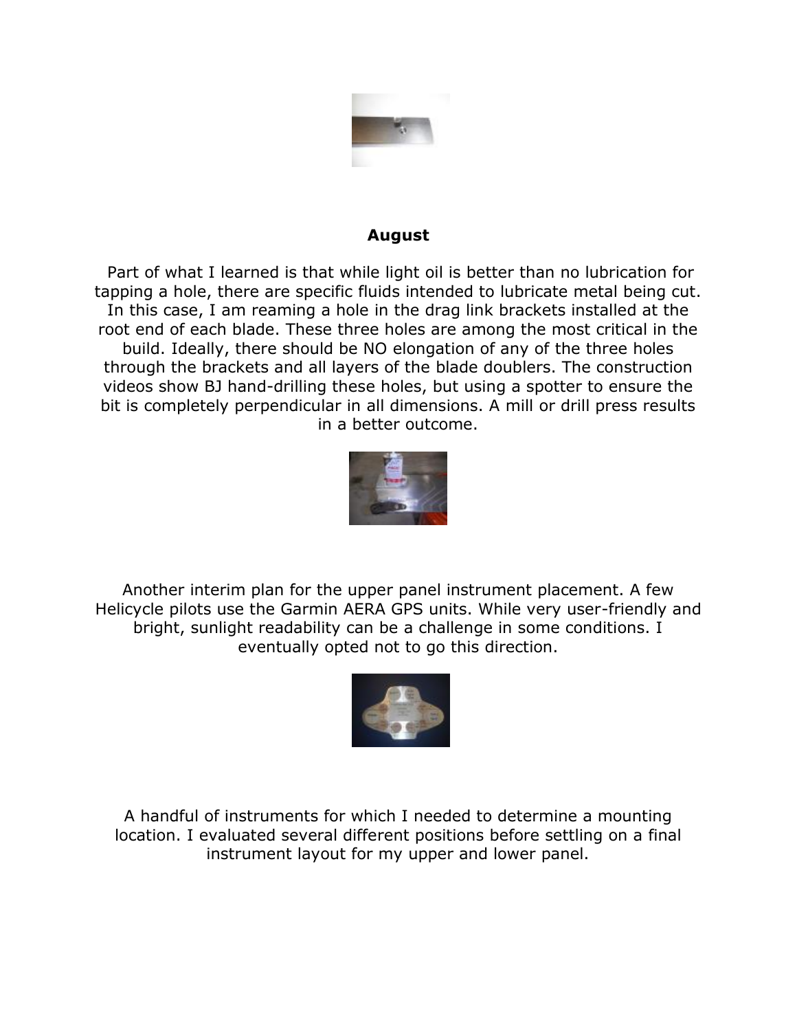**August**

Part of what I learned is that while light oil is better than no lubrication for tapping a hole, there are specific fluids intended to lubricate metal being cut. In this case, I am reaming a hole in the drag link brackets installed at the root end of each blade. These three holes are among the most critical in the build. Ideally, there should be NO elongation of any of the three holes through the brackets and all layers of the blade doublers. The construction videos show BJ hand-drilling these holes, but using a spotter to ensure the bit is completely perpendicular in all dimensions. A mill or drill press results in a better outcome.

Another interim plan for the upper panel instrument placement. A few Helicycle pilots use the Garmin AERA GPS units. While very user-friendly and bright, sunlight readability can be a challenge in some conditions. I eventually opted not to go this direction.

A handful of instruments for which I needed to determine a mounting location. I evaluated several different positions before settling on a final instrument layout for my upper and lower panel.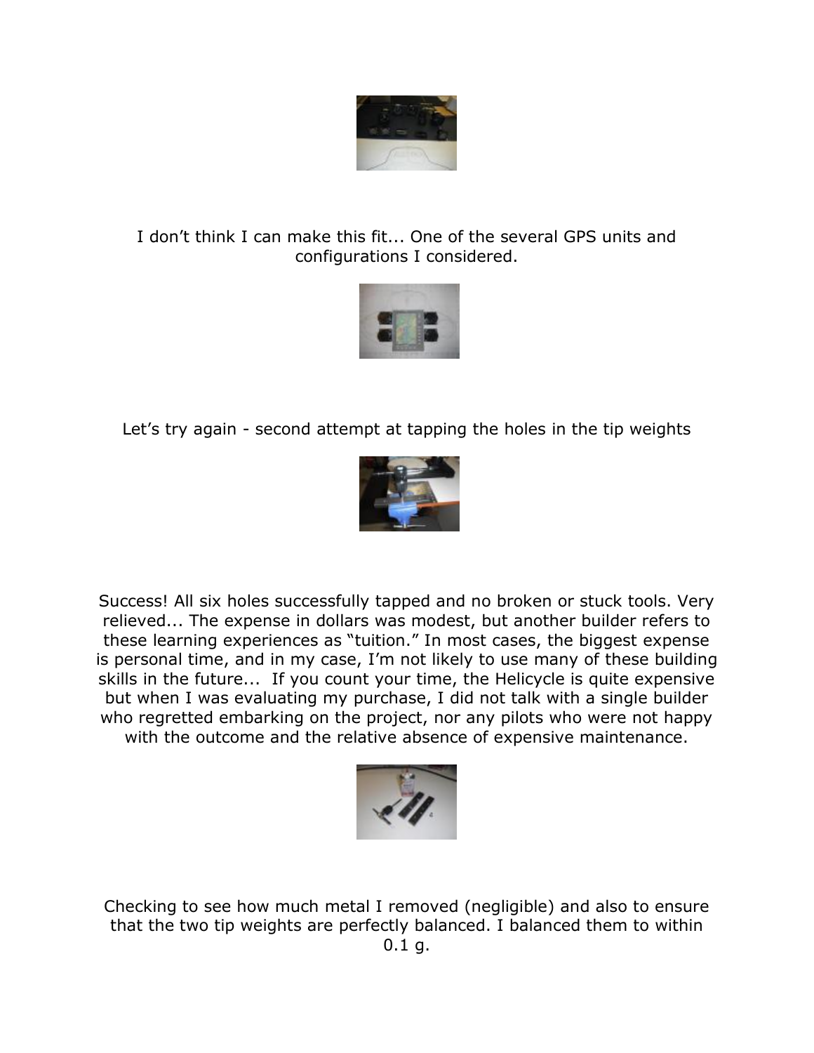I don't think I can make this fit... One of the several GPS units and configurations I considered.

Let's try again - second attempt at tapping the holes in the tip weights

Success! All six holes successfully tapped and no broken or stuck tools. Very relieved... The expense in dollars was modest, but another builder refers to these learning experiences as "tuition." In most cases, the biggest expense is personal time, and in my case, I'm not likely to use many of these building skills in the future... If you count your time, the Helicycle is quite expensive but when I was evaluating my purchase, I did not talk with a single builder who regretted embarking on the project, nor any pilots who were not happy with the outcome and the relative absence of expensive maintenance.

Checking to see how much metal I removed (negligible) and also to ensure that the two tip weights are perfectly balanced. I balanced them to within 0.1 g.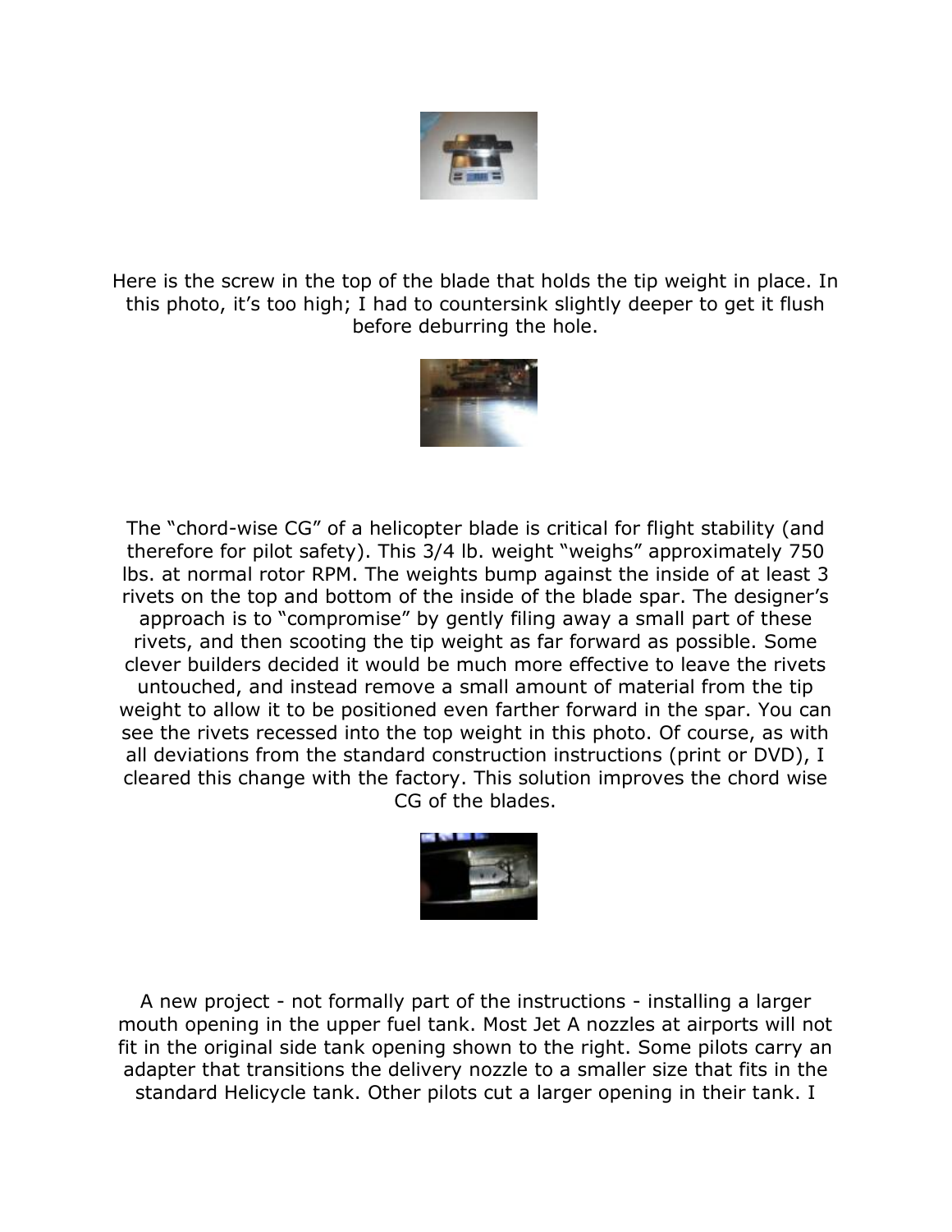Here is the screw in the top of the blade that holds the tip weight in place. In this photo, it's too high; I had to countersink slightly deeper to get it flush before deburring the hole.

The "chord-wise CG" of a helicopter blade is critical for flight stability (and therefore for pilot safety). This 3/4 lb. weight "weighs" approximately 750 lbs. at normal rotor RPM. The weights bump against the inside of at least 3 rivets on the top and bottom of the inside of the blade spar. The designer's approach is to "compromise" by gently filing away a small part of these rivets, and then scooting the tip weight as far forward as possible. Some clever builders decided it would be much more effective to leave the rivets untouched, and instead remove a small amount of material from the tip weight to allow it to be positioned even farther forward in the spar. You can see the rivets recessed into the top weight in this photo. Of course, as with all deviations from the standard construction instructions (print or DVD), I cleared this change with the factory. This solution improves the chord wise CG of the blades.

A new project - not formally part of the instructions - installing a larger mouth opening in the upper fuel tank. Most Jet A nozzles at airports will not fit in the original side tank opening shown to the right. Some pilots carry an adapter that transitions the delivery nozzle to a smaller size that fits in the standard Helicycle tank. Other pilots cut a larger opening in their tank. I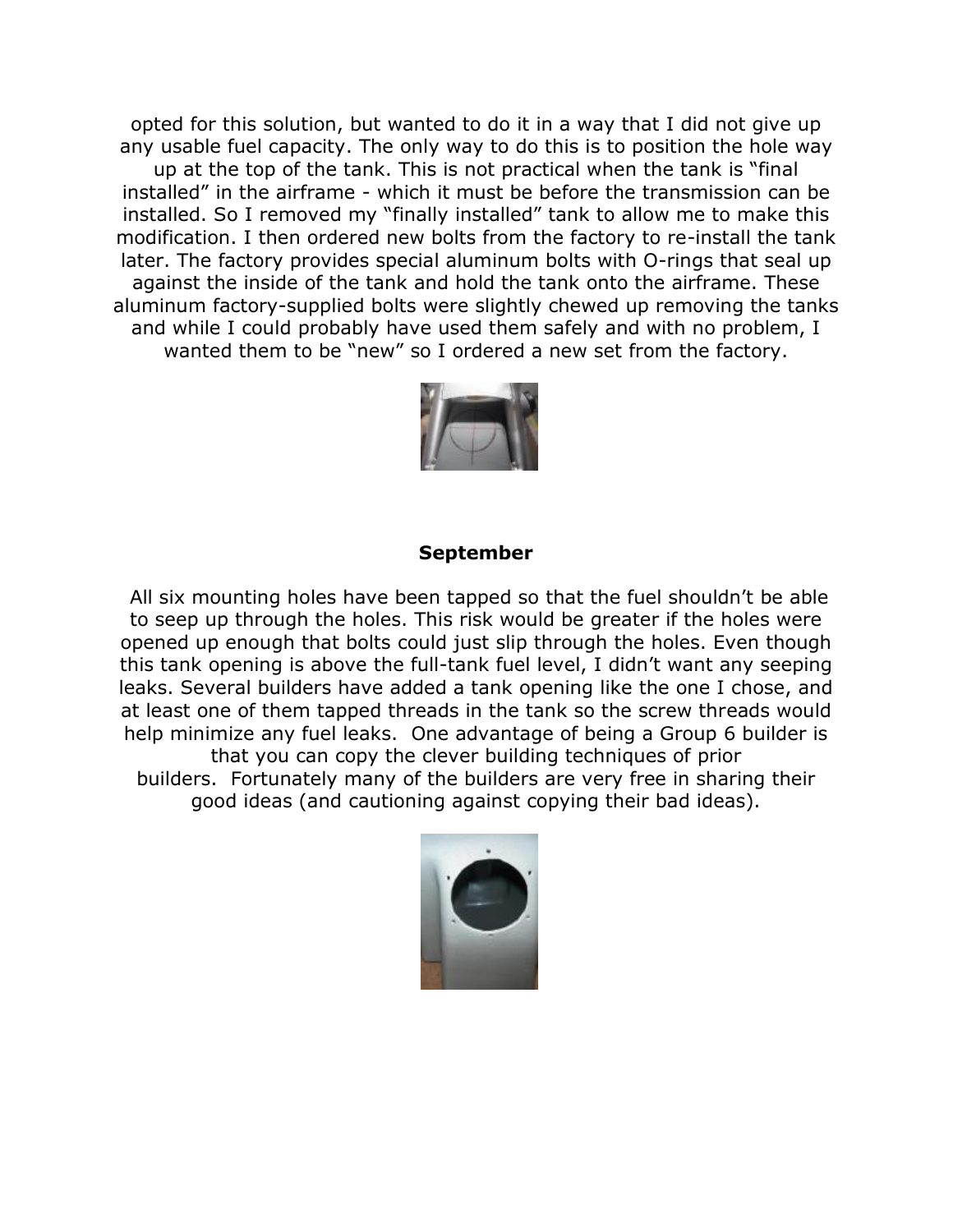opted for this solution, but wanted to do it in a way that I did not give up any usable fuel capacity. The only way to do this is to position the hole way up at the top of the tank. This is not practical when the tank is "final installed" in the airframe - which it must be before the transmission can be installed. So I removed my "finally installed" tank to allow me to make this modification. I then ordered new bolts from the factory to re-install the tank later. The factory provides special aluminum bolts with O-rings that seal up against the inside of the tank and hold the tank onto the airframe. These aluminum factory-supplied bolts were slightly chewed up removing the tanks and while I could probably have used them safely and with no problem, I wanted them to be "new" so I ordered a new set from the factory.

**September**

All six mounting holes have been tapped so that the fuel shouldn't be able to seep up through the holes. This risk would be greater if the holes were opened up enough that bolts could just slip through the holes. Even though this tank opening is above the full-tank fuel level, I didn't want any seeping leaks. Several builders have added a tank opening like the one I chose, and at least one of them tapped threads in the tank so the screw threads would help minimize any fuel leaks. One advantage of being a Group 6 builder is that you can copy the clever building techniques of prior builders. Fortunately many of the builders are very free in sharing their good ideas (and cautioning against copying their bad ideas).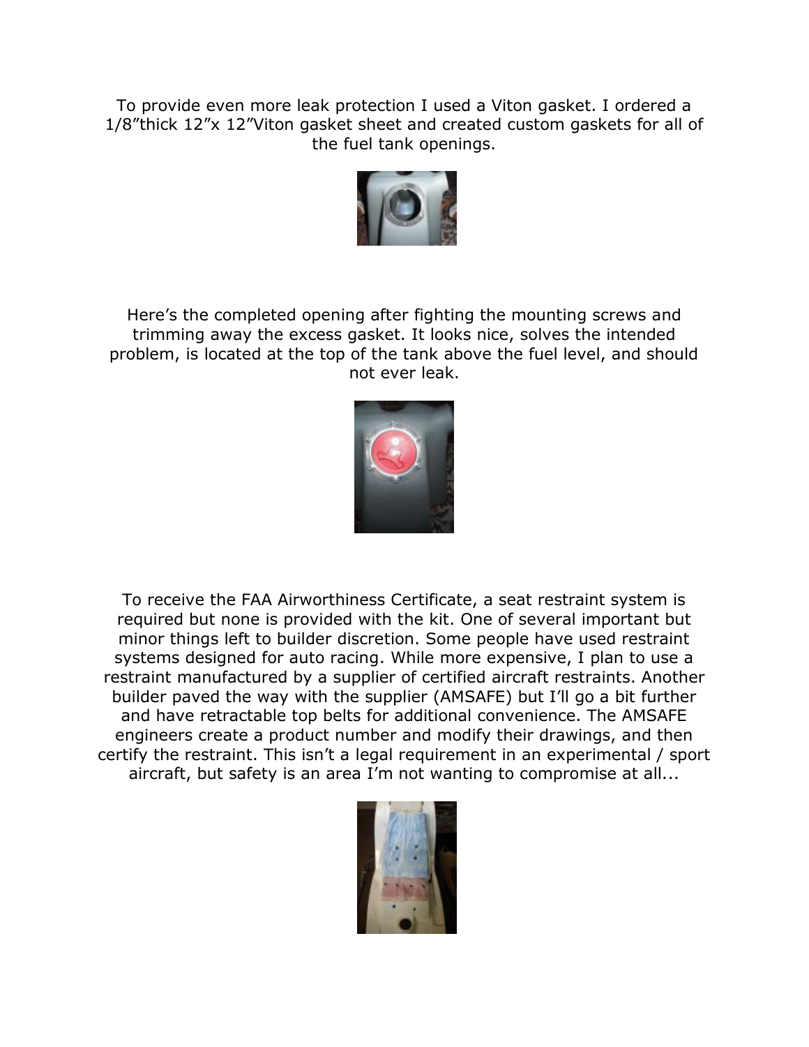To provide even more leak protection I used a Viton gasket. I ordered a 1/8”thick 12”x 12”Viton gasket sheet and created custom gaskets for all of the fuel tank openings.

Here’s the completed opening after fighting the mounting screws and trimming away the excess gasket. It looks nice, solves the intended problem, is located at the top of the tank above the fuel level, and should not ever leak.

To receive the FAA Airworthiness Certificate, a seat restraint system is required but none is provided with the kit. One of several important but minor things left to builder discretion. Some people have used restraint systems designed for auto racing. While more expensive, I plan to use a restraint manufactured by a supplier of certified aircraft restraints. Another builder paved the way with the supplier (AMSAFE) but I’ll go a bit further and have retractable top belts for additional convenience. The AMSAFE engineers create a product number and modify their drawings, and then certify the restraint. This isn’t a legal requirement in an experimental / sport aircraft, but safety is an area I’m not wanting to compromise at all...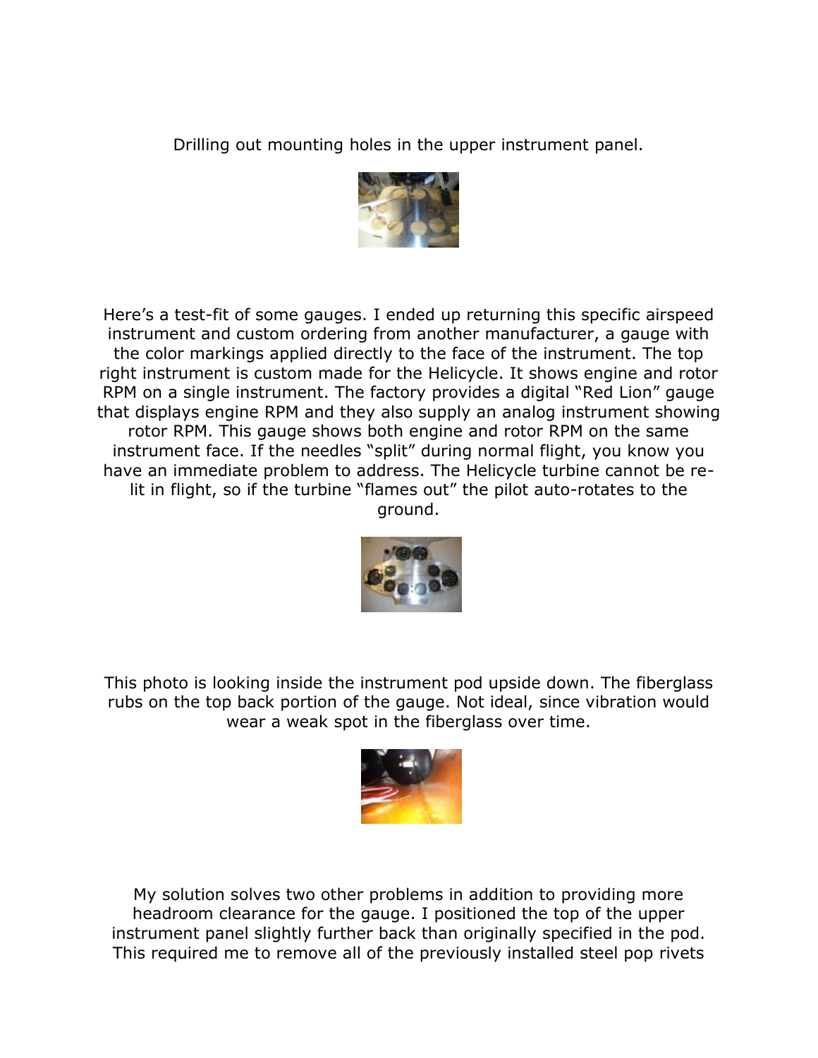Drilling out mounting holes in the upper instrument panel.

Here's a test-fit of some gauges. I ended up returning this specific airspeed instrument and custom ordering from another manufacturer, a gauge with the color markings applied directly to the face of the instrument. The top right instrument is custom made for the Helicycle. It shows engine and rotor RPM on a single instrument. The factory provides a digital "Red Lion" gauge that displays engine RPM and they also supply an analog instrument showing rotor RPM. This gauge shows both engine and rotor RPM on the same instrument face. If the needles "split" during normal flight, you know you have an immediate problem to address. The Helicycle turbine cannot be re-lit in flight, so if the turbine "flames out" the pilot auto-rotates to the ground.

This photo is looking inside the instrument pod upside down. The fiberglass rubs on the top back portion of the gauge. Not ideal, since vibration would wear a weak spot in the fiberglass over time.

My solution solves two other problems in addition to providing more headroom clearance for the gauge. I positioned the top of the upper instrument panel slightly further back than originally specified in the pod. This required me to remove all of the previously installed steel pop rivets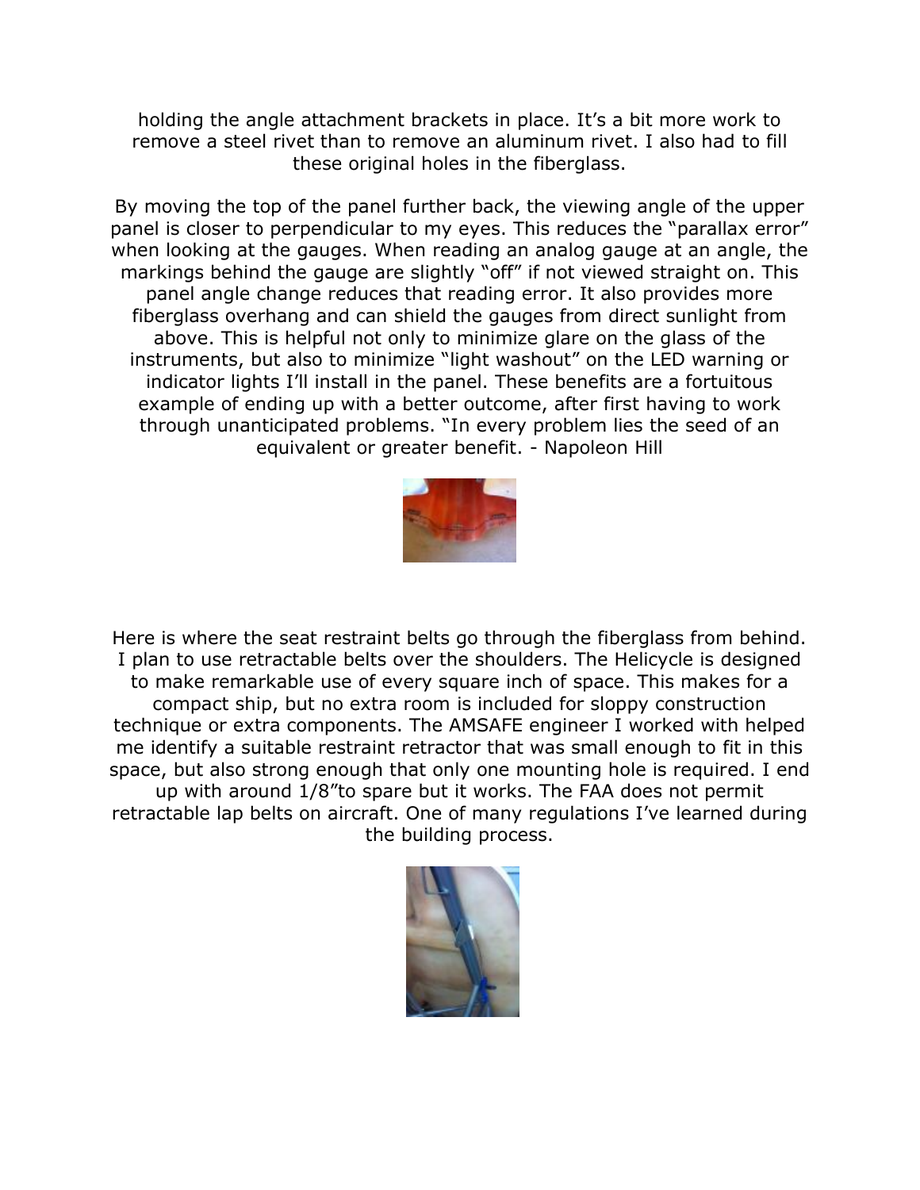holding the angle attachment brackets in place. It's a bit more work to remove a steel rivet than to remove an aluminum rivet. I also had to fill these original holes in the fiberglass.

By moving the top of the panel further back, the viewing angle of the upper panel is closer to perpendicular to my eyes. This reduces the "parallax error" when looking at the gauges. When reading an analog gauge at an angle, the markings behind the gauge are slightly "off" if not viewed straight on. This panel angle change reduces that reading error. It also provides more fiberglass overhang and can shield the gauges from direct sunlight from above. This is helpful not only to minimize glare on the glass of the instruments, but also to minimize "light washout" on the LED warning or indicator lights I'll install in the panel. These benefits are a fortuitous example of ending up with a better outcome, after first having to work through unanticipated problems. "In every problem lies the seed of an equivalent or greater benefit. - Napoleon Hill

Here is where the seat restraint belts go through the fiberglass from behind. I plan to use retractable belts over the shoulders. The Helicycle is designed to make remarkable use of every square inch of space. This makes for a compact ship, but no extra room is included for sloppy construction technique or extra components. The AMSAFE engineer I worked with helped me identify a suitable restraint retractor that was small enough to fit in this space, but also strong enough that only one mounting hole is required. I end up with around 1/8"to spare but it works. The FAA does not permit retractable lap belts on aircraft. One of many regulations I've learned during the building process.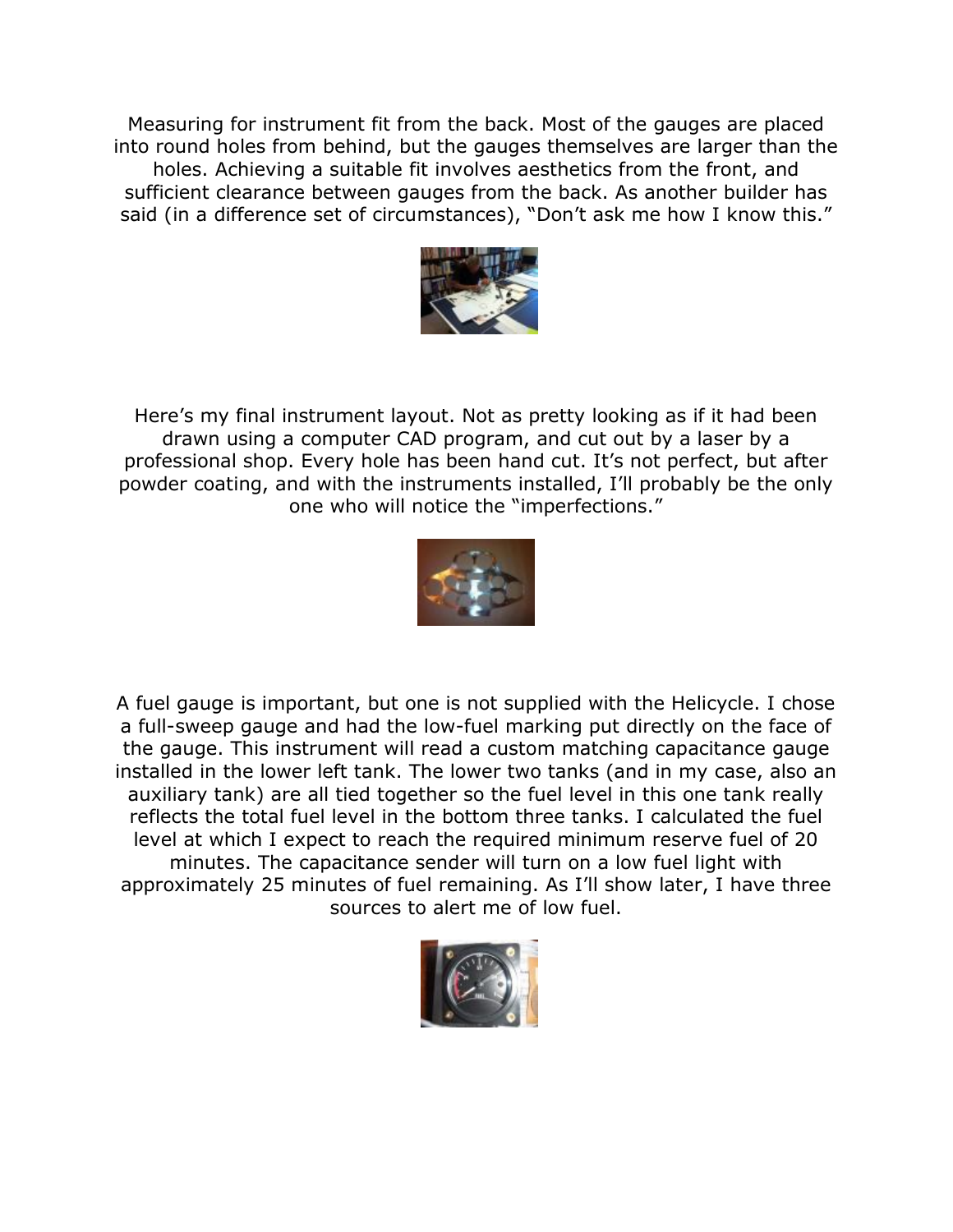Measuring for instrument fit from the back. Most of the gauges are placed into round holes from behind, but the gauges themselves are larger than the holes. Achieving a suitable fit involves aesthetics from the front, and sufficient clearance between gauges from the back. As another builder has said (in a difference set of circumstances), "Don't ask me how I know this."

Here's my final instrument layout. Not as pretty looking as if it had been drawn using a computer CAD program, and cut out by a laser by a professional shop. Every hole has been hand cut. It's not perfect, but after powder coating, and with the instruments installed, I'll probably be the only one who will notice the "imperfections."

A fuel gauge is important, but one is not supplied with the Helicycle. I chose a full-sweep gauge and had the low-fuel marking put directly on the face of the gauge. This instrument will read a custom matching capacitance gauge installed in the lower left tank. The lower two tanks (and in my case, also an auxiliary tank) are all tied together so the fuel level in this one tank really reflects the total fuel level in the bottom three tanks. I calculated the fuel level at which I expect to reach the required minimum reserve fuel of 20 minutes. The capacitance sender will turn on a low fuel light with approximately 25 minutes of fuel remaining. As I'll show later, I have three sources to alert me of low fuel.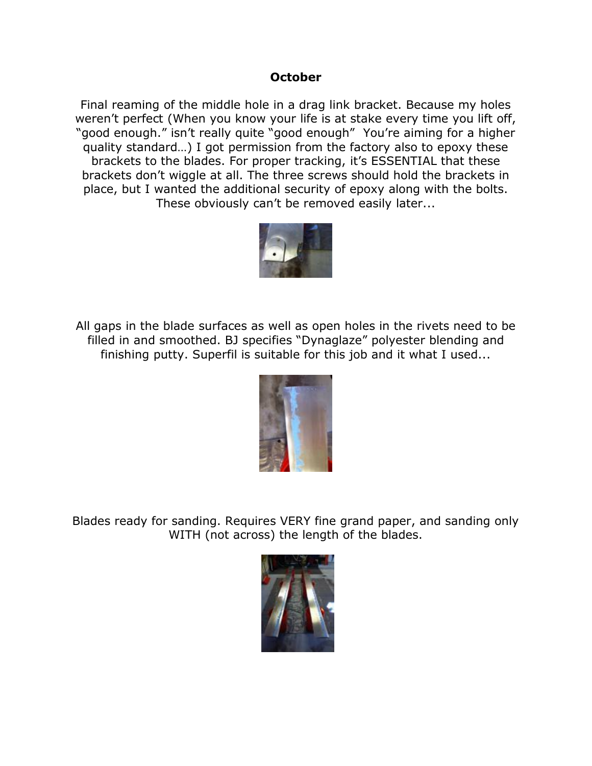**October**

Final reaming of the middle hole in a drag link bracket. Because my holes weren't perfect (When you know your life is at stake every time you lift off, "good enough." isn't really quite "good enough" You're aiming for a higher quality standard…) I got permission from the factory also to epoxy these brackets to the blades. For proper tracking, it's ESSENTIAL that these brackets don't wiggle at all. The three screws should hold the brackets in place, but I wanted the additional security of epoxy along with the bolts. These obviously can't be removed easily later...

All gaps in the blade surfaces as well as open holes in the rivets need to be filled in and smoothed. BJ specifies "Dynaglaze" polyester blending and finishing putty. Superfil is suitable for this job and it what I used...

Blades ready for sanding. Requires VERY fine grand paper, and sanding only WITH (not across) the length of the blades.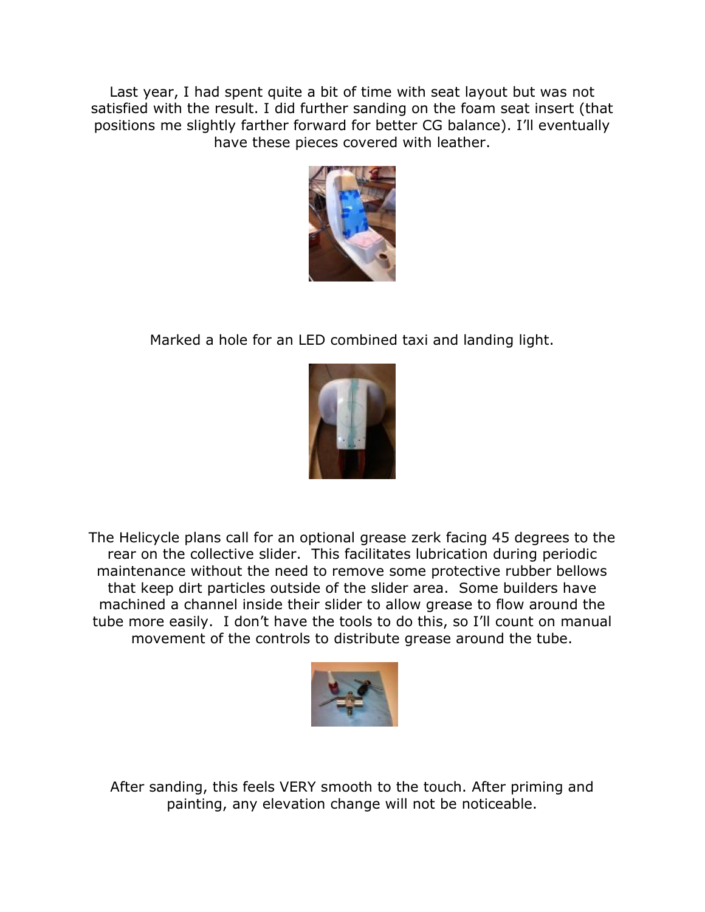Last year, I had spent quite a bit of time with seat layout but was not satisfied with the result. I did further sanding on the foam seat insert (that positions me slightly farther forward for better CG balance). I'll eventually have these pieces covered with leather.

Marked a hole for an LED combined taxi and landing light.

The Helicycle plans call for an optional grease zerk facing 45 degrees to the rear on the collective slider. This facilitates lubrication during periodic maintenance without the need to remove some protective rubber bellows that keep dirt particles outside of the slider area. Some builders have machined a channel inside their slider to allow grease to flow around the tube more easily. I don't have the tools to do this, so I'll count on manual movement of the controls to distribute grease around the tube.

After sanding, this feels VERY smooth to the touch. After priming and painting, any elevation change will not be noticeable.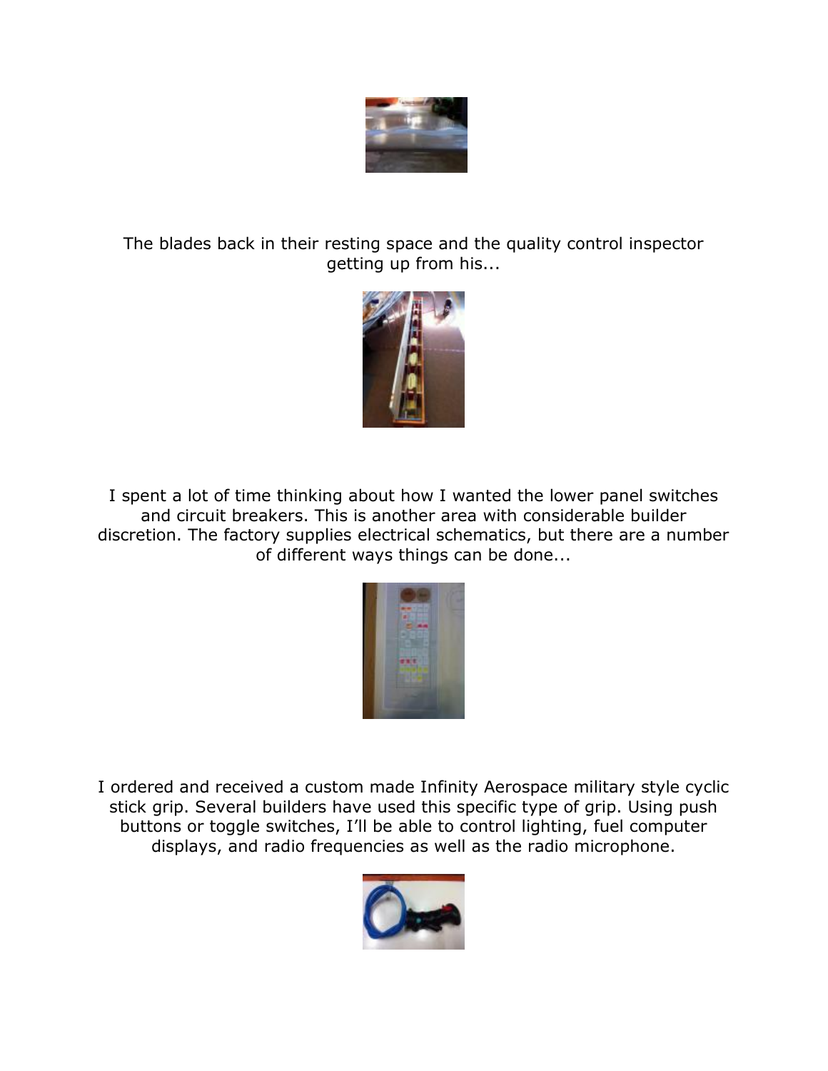The blades back in their resting space and the quality control inspector getting up from his...

I spent a lot of time thinking about how I wanted the lower panel switches and circuit breakers. This is another area with considerable builder discretion. The factory supplies electrical schematics, but there are a number of different ways things can be done...

I ordered and received a custom made Infinity Aerospace military style cyclic stick grip. Several builders have used this specific type of grip. Using push buttons or toggle switches, I'll be able to control lighting, fuel computer displays, and radio frequencies as well as the radio microphone.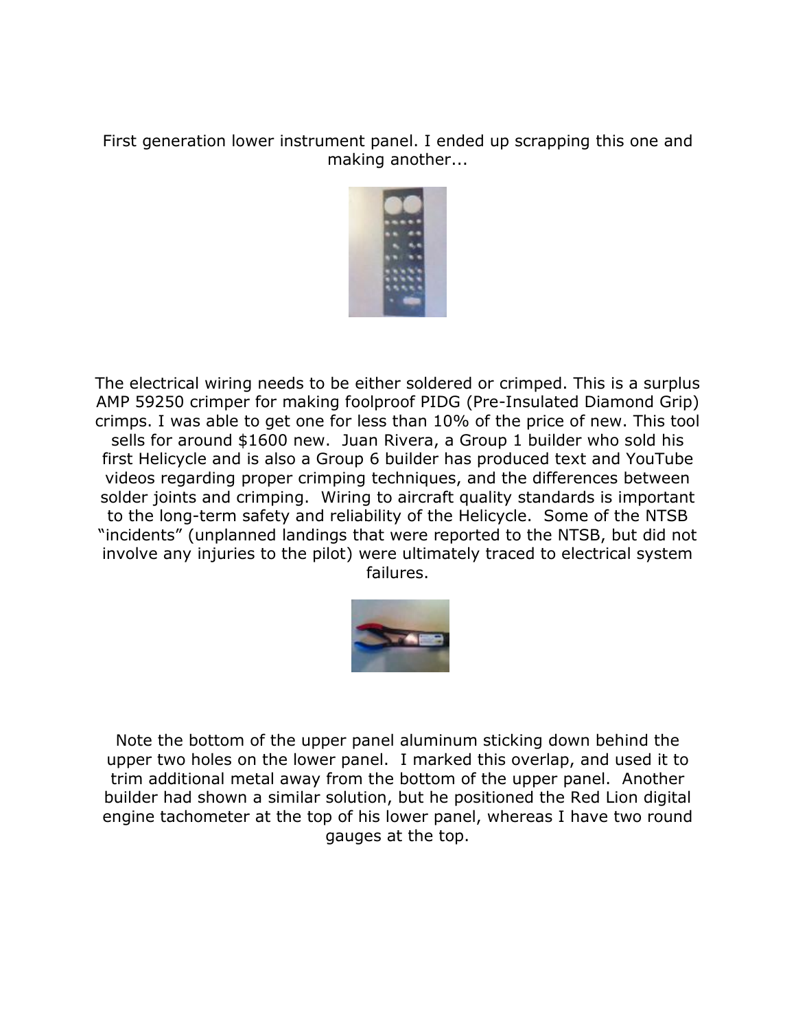First generation lower instrument panel. I ended up scrapping this one and making another...

The electrical wiring needs to be either soldered or crimped. This is a surplus AMP 59250 crimper for making foolproof PIDG (Pre-Insulated Diamond Grip) crimps. I was able to get one for less than 10% of the price of new. This tool sells for around $1600 new. Juan Rivera, a Group 1 builder who sold his first Helicycle and is also a Group 6 builder has produced text and YouTube videos regarding proper crimping techniques, and the differences between solder joints and crimping. Wiring to aircraft quality standards is important to the long-term safety and reliability of the Helicycle. Some of the NTSB "incidents" (unplanned landings that were reported to the NTSB, but did not involve any injuries to the pilot) were ultimately traced to electrical system failures.

Note the bottom of the upper panel aluminum sticking down behind the upper two holes on the lower panel. I marked this overlap, and used it to trim additional metal away from the bottom of the upper panel. Another builder had shown a similar solution, but he positioned the Red Lion digital engine tachometer at the top of his lower panel, whereas I have two round gauges at the top.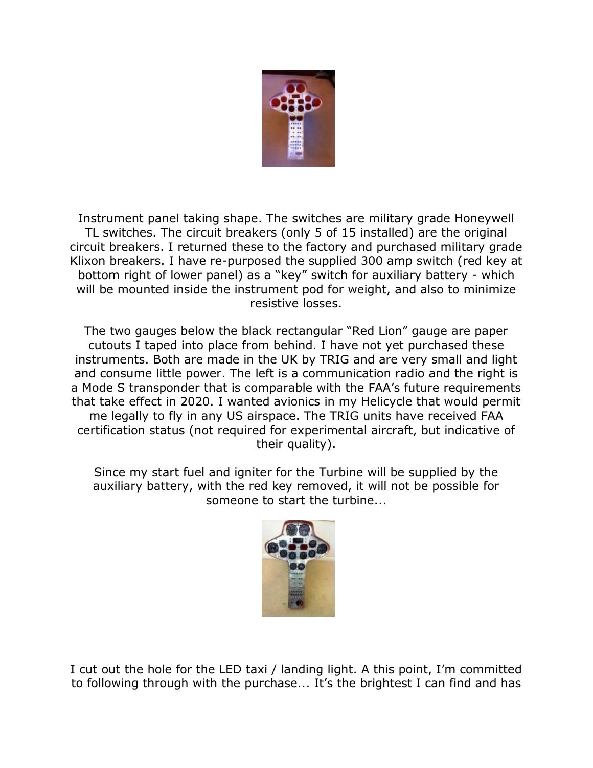Instrument panel taking shape. The switches are military grade Honeywell TL switches. The circuit breakers (only 5 of 15 installed) are the original circuit breakers. I returned these to the factory and purchased military grade Klixon breakers. I have re-purposed the supplied 300 amp switch (red key at bottom right of lower panel) as a "key" switch for auxiliary battery - which will be mounted inside the instrument pod for weight, and also to minimize resistive losses.

The two gauges below the black rectangular "Red Lion" gauge are paper cutouts I taped into place from behind. I have not yet purchased these instruments. Both are made in the UK by TRIG and are very small and light and consume little power. The left is a communication radio and the right is a Mode S transponder that is comparable with the FAA's future requirements that take effect in 2020. I wanted avionics in my Helicycle that would permit me legally to fly in any US airspace. The TRIG units have received FAA certification status (not required for experimental aircraft, but indicative of their quality).

Since my start fuel and igniter for the Turbine will be supplied by the auxiliary battery, with the red key removed, it will not be possible for someone to start the turbine...

I cut out the hole for the LED taxi / landing light. A this point, I'm committed to following through with the purchase... It's the brightest I can find and has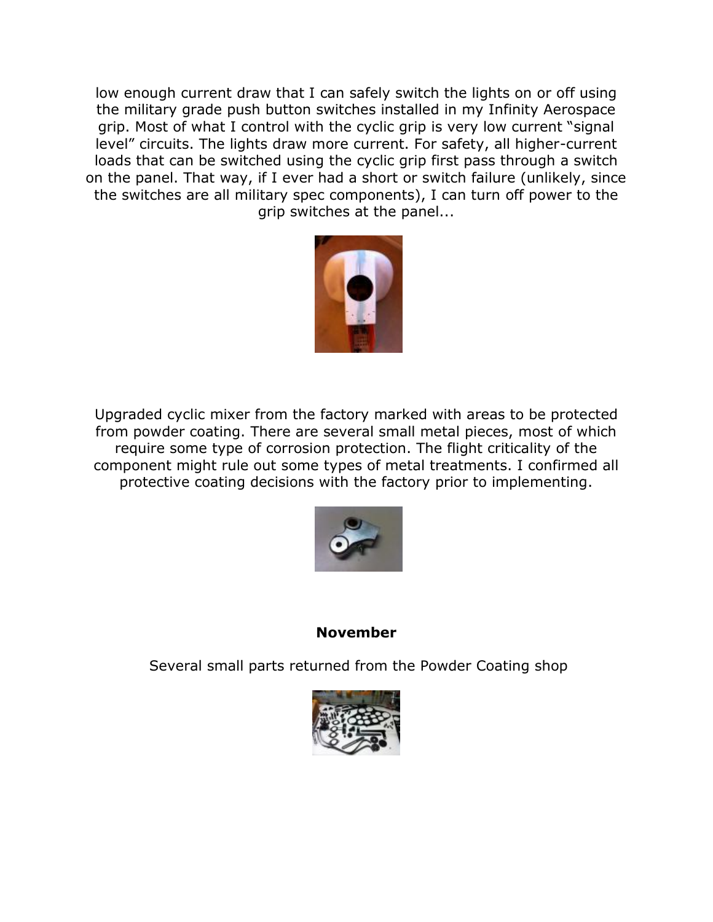low enough current draw that I can safely switch the lights on or off using the military grade push button switches installed in my Infinity Aerospace grip. Most of what I control with the cyclic grip is very low current "signal level" circuits. The lights draw more current. For safety, all higher-current loads that can be switched using the cyclic grip first pass through a switch on the panel. That way, if I ever had a short or switch failure (unlikely, since the switches are all military spec components), I can turn off power to the grip switches at the panel...

Upgraded cyclic mixer from the factory marked with areas to be protected from powder coating. There are several small metal pieces, most of which require some type of corrosion protection. The flight criticality of the component might rule out some types of metal treatments. I confirmed all protective coating decisions with the factory prior to implementing.

**November**

Several small parts returned from the Powder Coating shop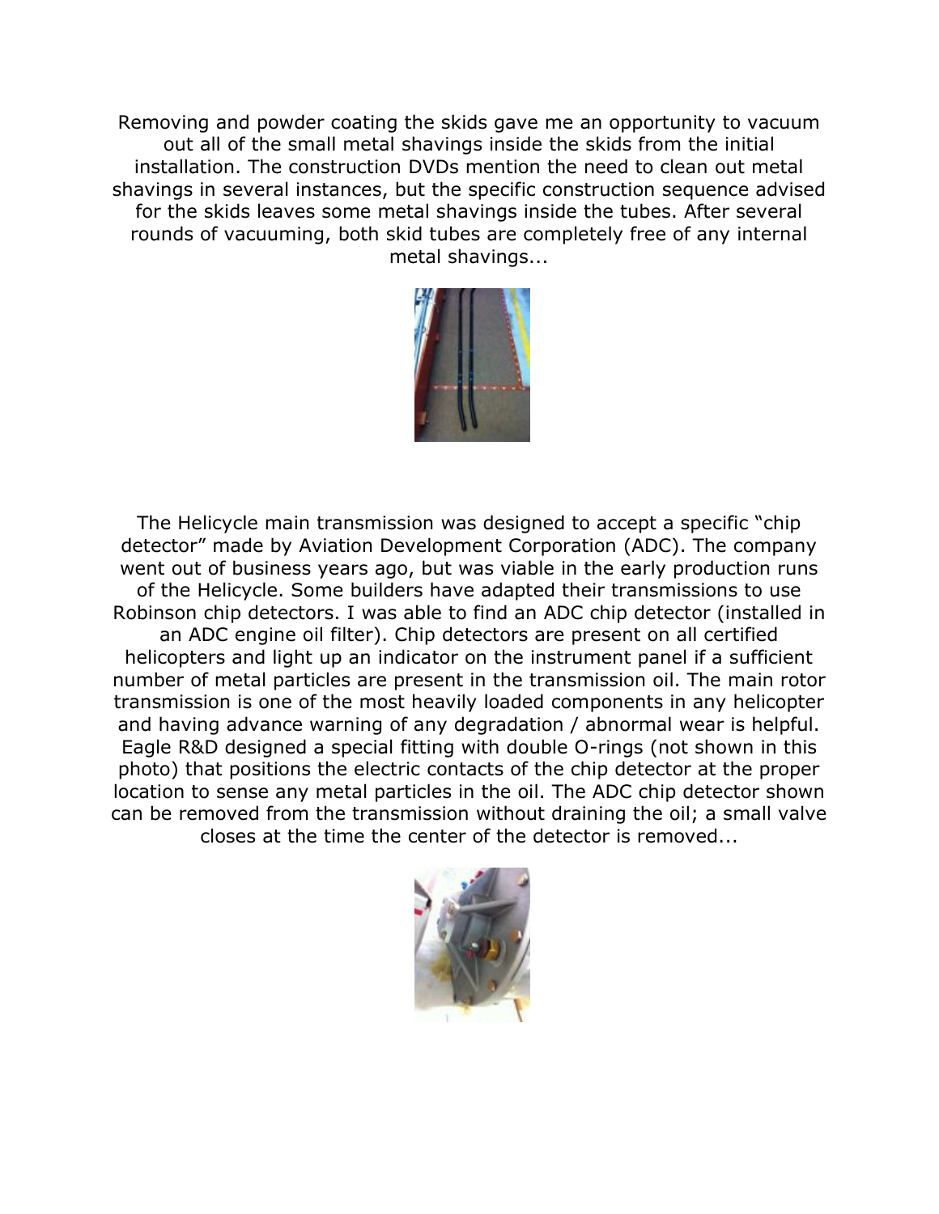Removing and powder coating the skids gave me an opportunity to vacuum out all of the small metal shavings inside the skids from the initial installation. The construction DVDs mention the need to clean out metal shavings in several instances, but the specific construction sequence advised for the skids leaves some metal shavings inside the tubes. After several rounds of vacuuming, both skid tubes are completely free of any internal metal shavings...

The Helicycle main transmission was designed to accept a specific "chip detector" made by Aviation Development Corporation (ADC). The company went out of business years ago, but was viable in the early production runs of the Helicycle. Some builders have adapted their transmissions to use Robinson chip detectors. I was able to find an ADC chip detector (installed in an ADC engine oil filter). Chip detectors are present on all certified helicopters and light up an indicator on the instrument panel if a sufficient number of metal particles are present in the transmission oil. The main rotor transmission is one of the most heavily loaded components in any helicopter and having advance warning of any degradation / abnormal wear is helpful. Eagle R&D designed a special fitting with double O-rings (not shown in this photo) that positions the electric contacts of the chip detector at the proper location to sense any metal particles in the oil. The ADC chip detector shown can be removed from the transmission without draining the oil; a small valve closes at the time the center of the detector is removed...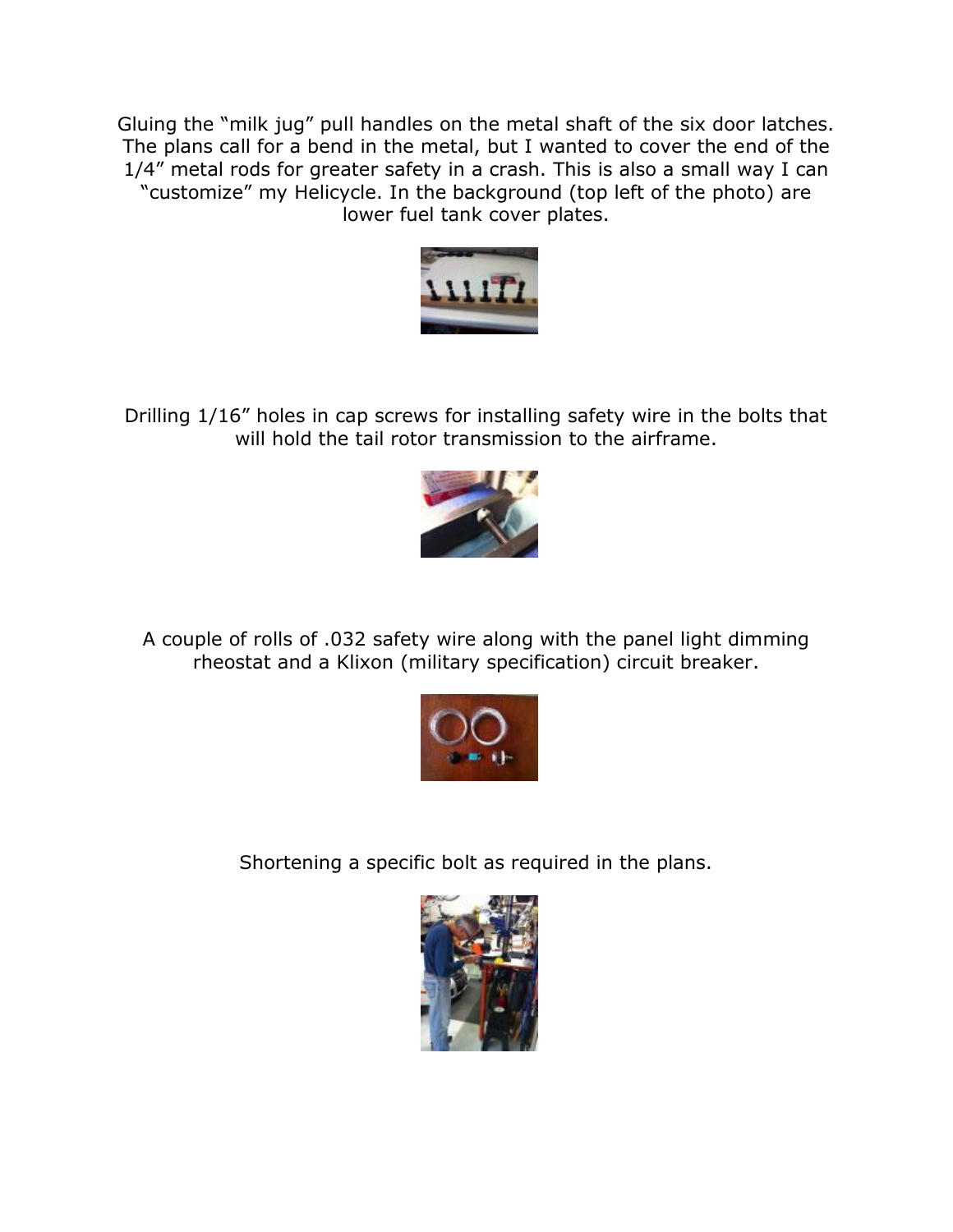Gluing the "milk jug" pull handles on the metal shaft of the six door latches. The plans call for a bend in the metal, but I wanted to cover the end of the 1/4" metal rods for greater safety in a crash. This is also a small way I can "customize" my Helicycle. In the background (top left of the photo) are lower fuel tank cover plates.

Drilling 1/16" holes in cap screws for installing safety wire in the bolts that will hold the tail rotor transmission to the airframe.

A couple of rolls of .032 safety wire along with the panel light dimming rheostat and a Klixon (military specification) circuit breaker.

Shortening a specific bolt as required in the plans.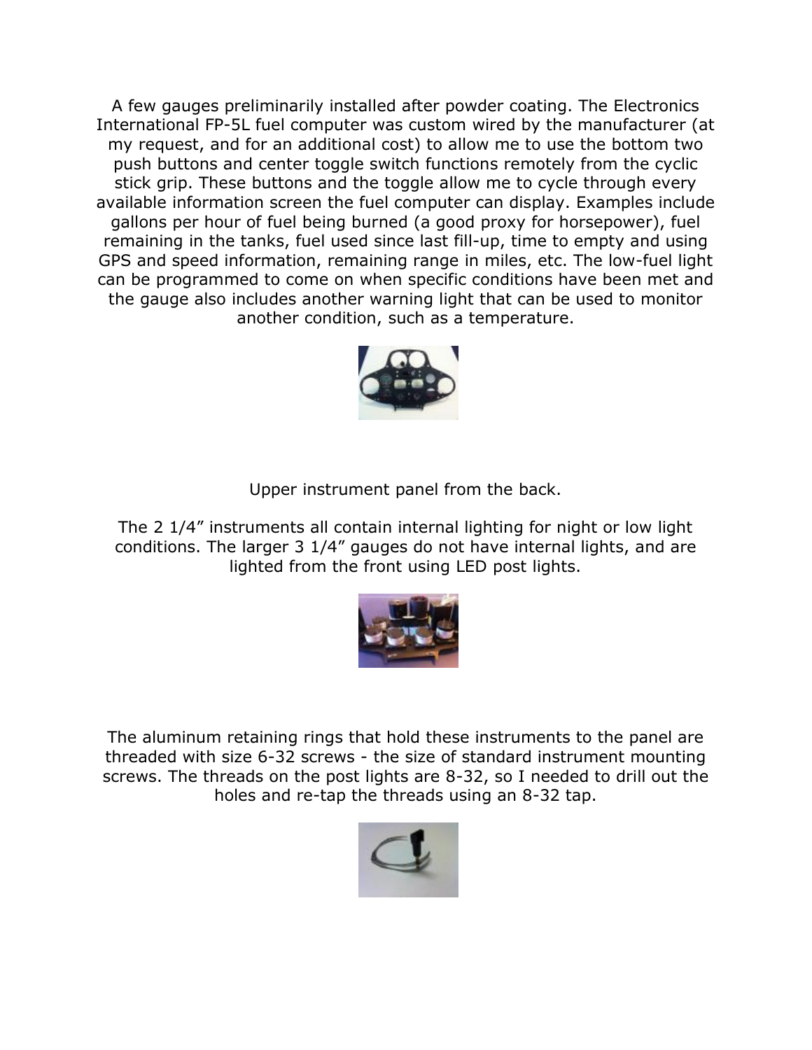A few gauges preliminarily installed after powder coating. The Electronics International FP-5L fuel computer was custom wired by the manufacturer (at my request, and for an additional cost) to allow me to use the bottom two push buttons and center toggle switch functions remotely from the cyclic stick grip. These buttons and the toggle allow me to cycle through every available information screen the fuel computer can display. Examples include gallons per hour of fuel being burned (a good proxy for horsepower), fuel remaining in the tanks, fuel used since last fill-up, time to empty and using GPS and speed information, remaining range in miles, etc. The low-fuel light can be programmed to come on when specific conditions have been met and the gauge also includes another warning light that can be used to monitor another condition, such as a temperature.

Upper instrument panel from the back.

The 2 1/4" instruments all contain internal lighting for night or low light conditions. The larger 3 1/4" gauges do not have internal lights, and are lighted from the front using LED post lights.

The aluminum retaining rings that hold these instruments to the panel are threaded with size 6-32 screws - the size of standard instrument mounting screws. The threads on the post lights are 8-32, so I needed to drill out the holes and re-tap the threads using an 8-32 tap.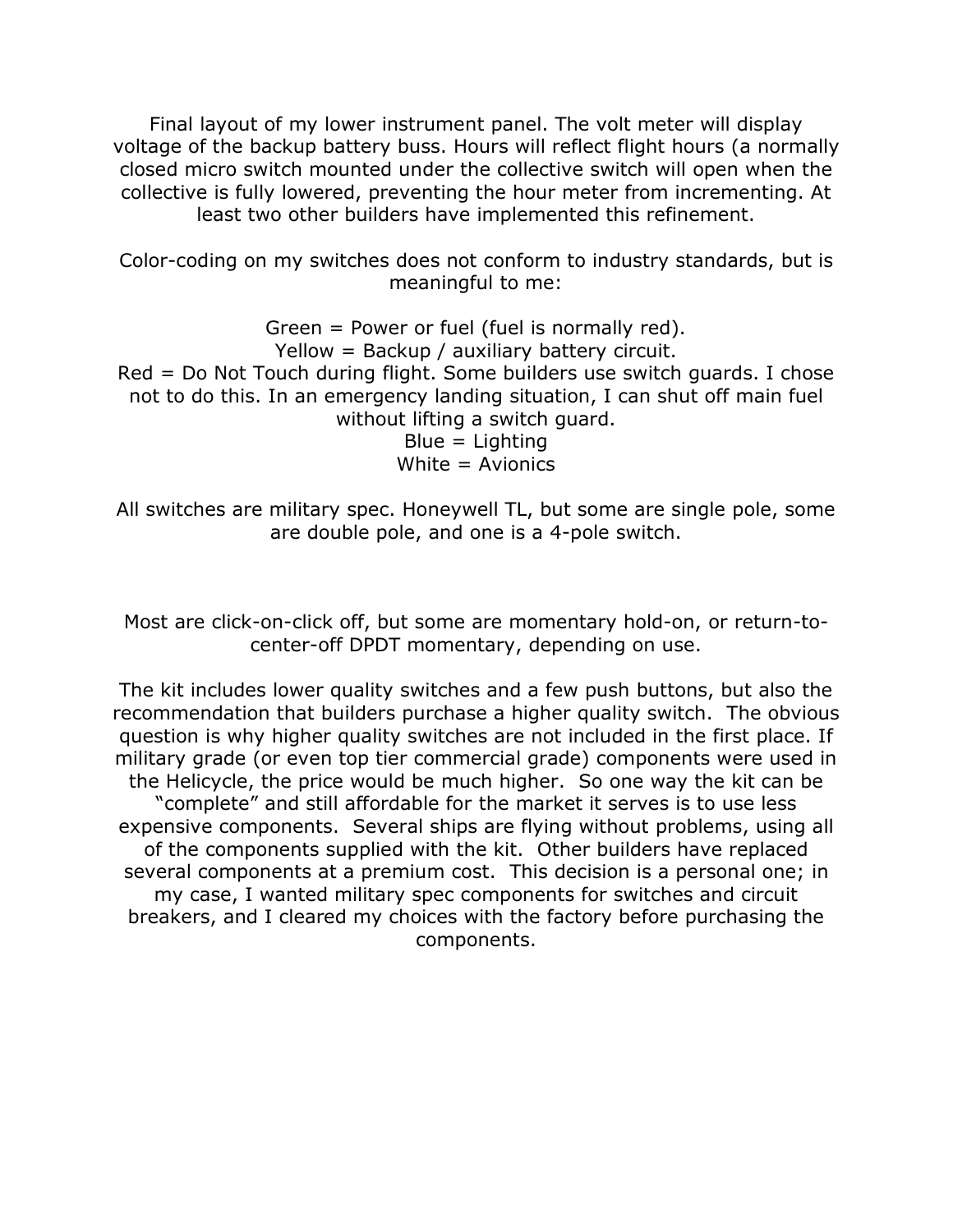Final layout of my lower instrument panel. The volt meter will display voltage of the backup battery buss. Hours will reflect flight hours (a normally closed micro switch mounted under the collective switch will open when the collective is fully lowered, preventing the hour meter from incrementing. At least two other builders have implemented this refinement.

Color-coding on my switches does not conform to industry standards, but is meaningful to me:

Green = Power or fuel (fuel is normally red).
Yellow = Backup / auxiliary battery circuit.
Red = Do Not Touch during flight. Some builders use switch guards. I chose not to do this. In an emergency landing situation, I can shut off main fuel without lifting a switch guard.
Blue = Lighting
White = Avionics

All switches are military spec. Honeywell TL, but some are single pole, some are double pole, and one is a 4-pole switch.

Most are click-on-click off, but some are momentary hold-on, or return-to-center-off DPDT momentary, depending on use.

The kit includes lower quality switches and a few push buttons, but also the recommendation that builders purchase a higher quality switch. The obvious question is why higher quality switches are not included in the first place. If military grade (or even top tier commercial grade) components were used in the Helicycle, the price would be much higher. So one way the kit can be "complete" and still affordable for the market it serves is to use less expensive components. Several ships are flying without problems, using all of the components supplied with the kit. Other builders have replaced several components at a premium cost. This decision is a personal one; in my case, I wanted military spec components for switches and circuit breakers, and I cleared my choices with the factory before purchasing the components.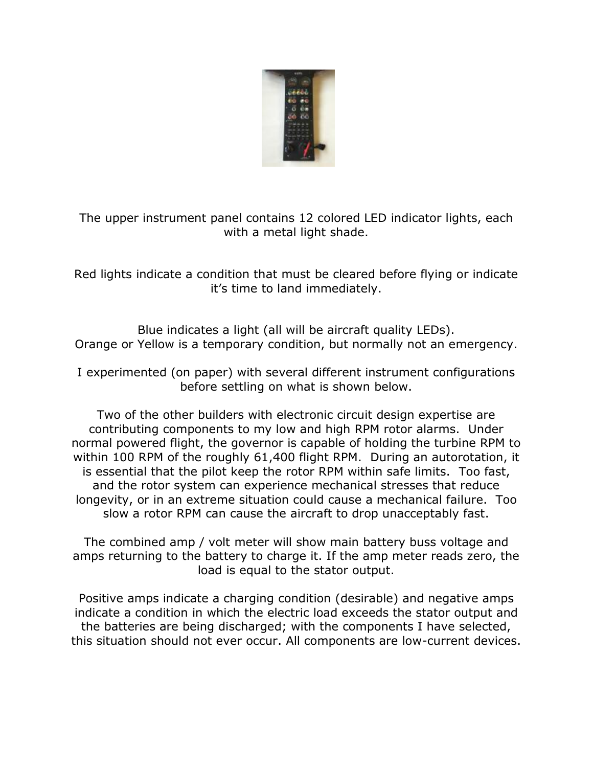The upper instrument panel contains 12 colored LED indicator lights, each with a metal light shade.

Red lights indicate a condition that must be cleared before flying or indicate it's time to land immediately.

Blue indicates a light (all will be aircraft quality LEDs).
Orange or Yellow is a temporary condition, but normally not an emergency.

I experimented (on paper) with several different instrument configurations before settling on what is shown below.

Two of the other builders with electronic circuit design expertise are contributing components to my low and high RPM rotor alarms. Under normal powered flight, the governor is capable of holding the turbine RPM to within 100 RPM of the roughly 61,400 flight RPM. During an autorotation, it is essential that the pilot keep the rotor RPM within safe limits. Too fast, and the rotor system can experience mechanical stresses that reduce longevity, or in an extreme situation could cause a mechanical failure. Too slow a rotor RPM can cause the aircraft to drop unacceptably fast.

The combined amp / volt meter will show main battery buss voltage and amps returning to the battery to charge it. If the amp meter reads zero, the load is equal to the stator output.

Positive amps indicate a charging condition (desirable) and negative amps indicate a condition in which the electric load exceeds the stator output and the batteries are being discharged; with the components I have selected, this situation should not ever occur. All components are low-current devices.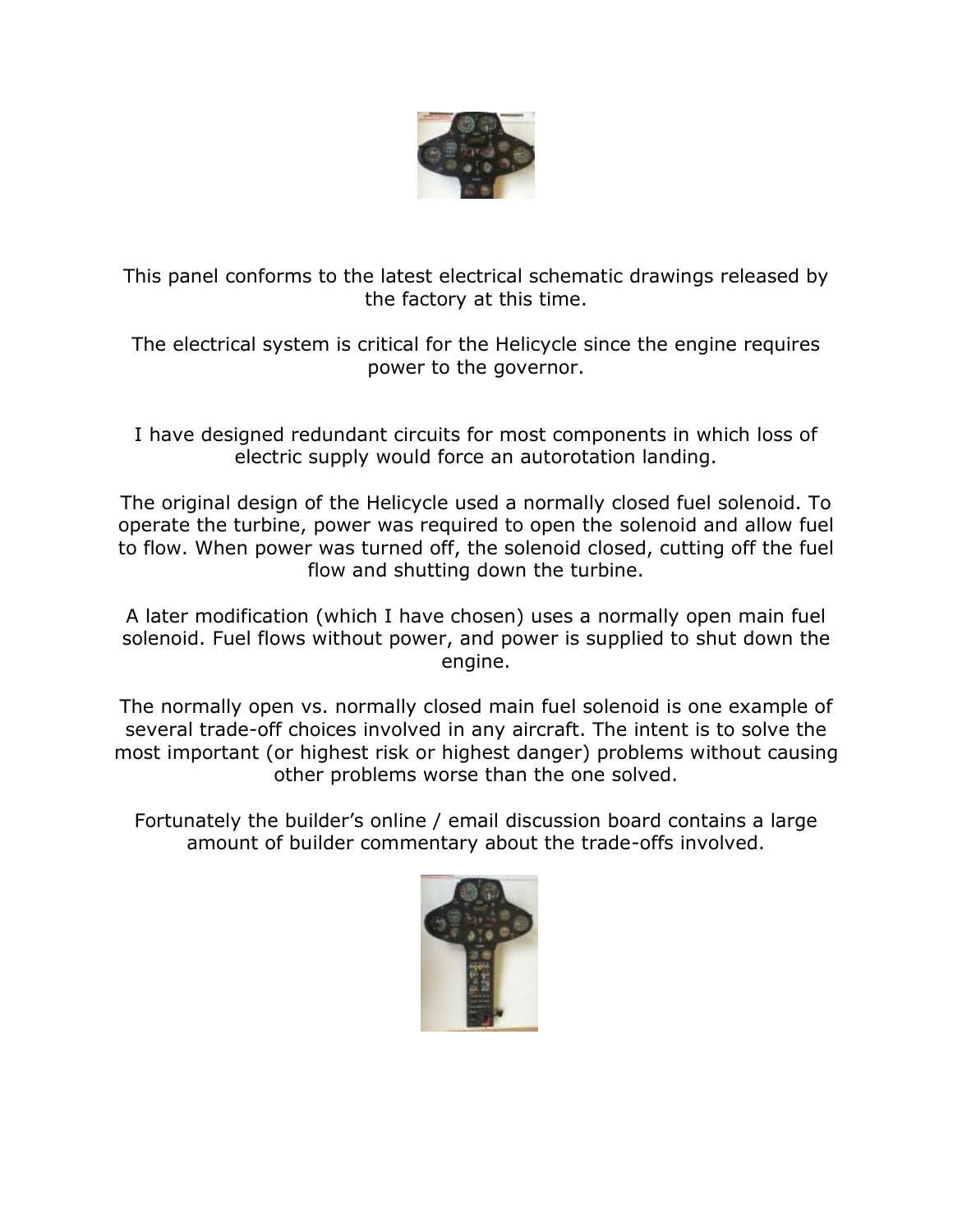This panel conforms to the latest electrical schematic drawings released by the factory at this time.

The electrical system is critical for the Helicycle since the engine requires power to the governor.

I have designed redundant circuits for most components in which loss of electric supply would force an autorotation landing.

The original design of the Helicycle used a normally closed fuel solenoid. To operate the turbine, power was required to open the solenoid and allow fuel to flow. When power was turned off, the solenoid closed, cutting off the fuel flow and shutting down the turbine.

A later modification (which I have chosen) uses a normally open main fuel solenoid. Fuel flows without power, and power is supplied to shut down the engine.

The normally open vs. normally closed main fuel solenoid is one example of several trade-off choices involved in any aircraft. The intent is to solve the most important (or highest risk or highest danger) problems without causing other problems worse than the one solved.

Fortunately the builder's online / email discussion board contains a large amount of builder commentary about the trade-offs involved.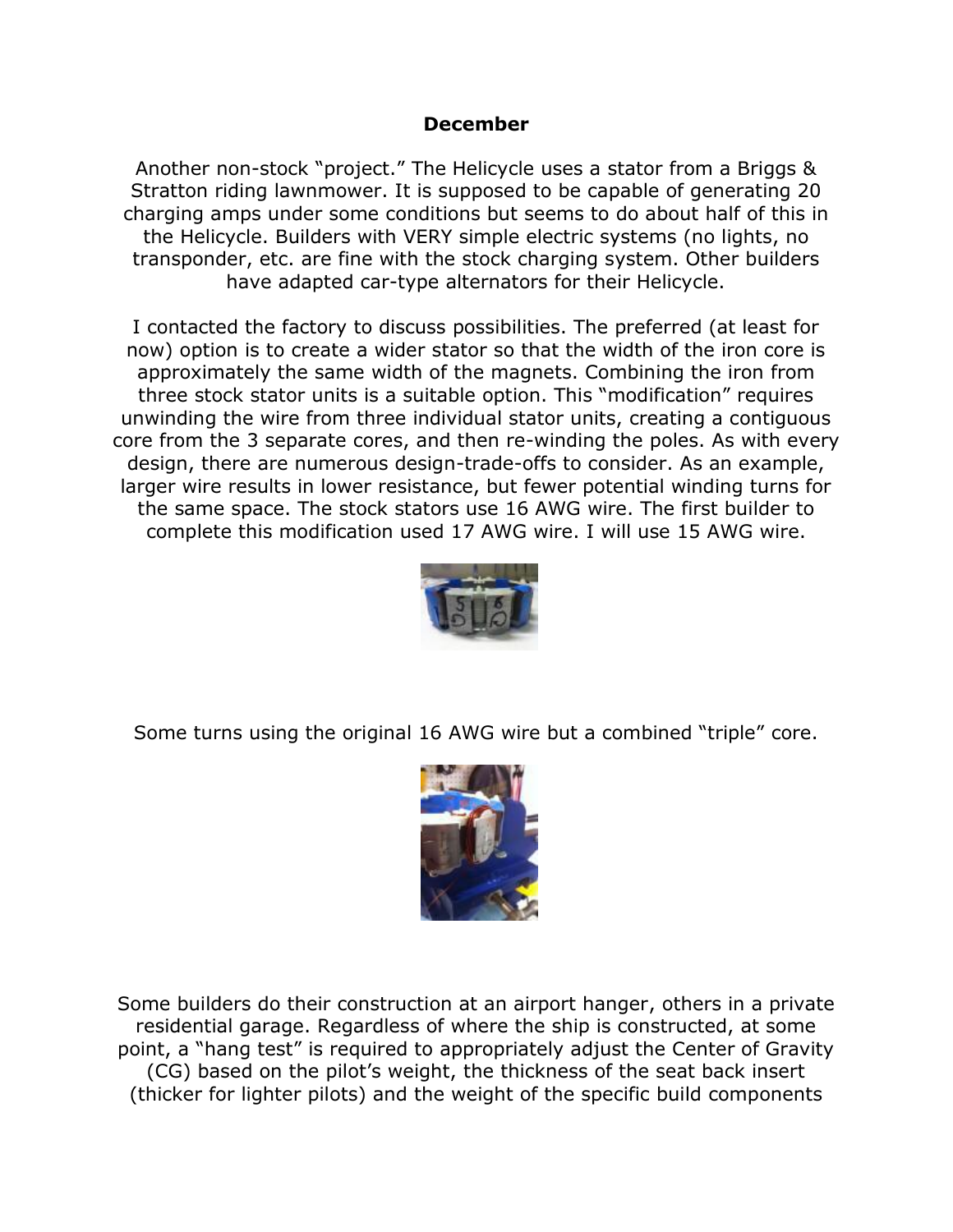**December**

Another non-stock "project." The Helicycle uses a stator from a Briggs & Stratton riding lawnmower. It is supposed to be capable of generating 20 charging amps under some conditions but seems to do about half of this in the Helicycle. Builders with VERY simple electric systems (no lights, no transponder, etc. are fine with the stock charging system. Other builders have adapted car-type alternators for their Helicycle.

I contacted the factory to discuss possibilities. The preferred (at least for now) option is to create a wider stator so that the width of the iron core is approximately the same width of the magnets. Combining the iron from three stock stator units is a suitable option. This "modification" requires unwinding the wire from three individual stator units, creating a contiguous core from the 3 separate cores, and then re-winding the poles. As with every design, there are numerous design-trade-offs to consider. As an example, larger wire results in lower resistance, but fewer potential winding turns for the same space. The stock stators use 16 AWG wire. The first builder to complete this modification used 17 AWG wire. I will use 15 AWG wire.

Some turns using the original 16 AWG wire but a combined "triple" core.

Some builders do their construction at an airport hanger, others in a private residential garage. Regardless of where the ship is constructed, at some point, a "hang test" is required to appropriately adjust the Center of Gravity (CG) based on the pilot's weight, the thickness of the seat back insert (thicker for lighter pilots) and the weight of the specific build components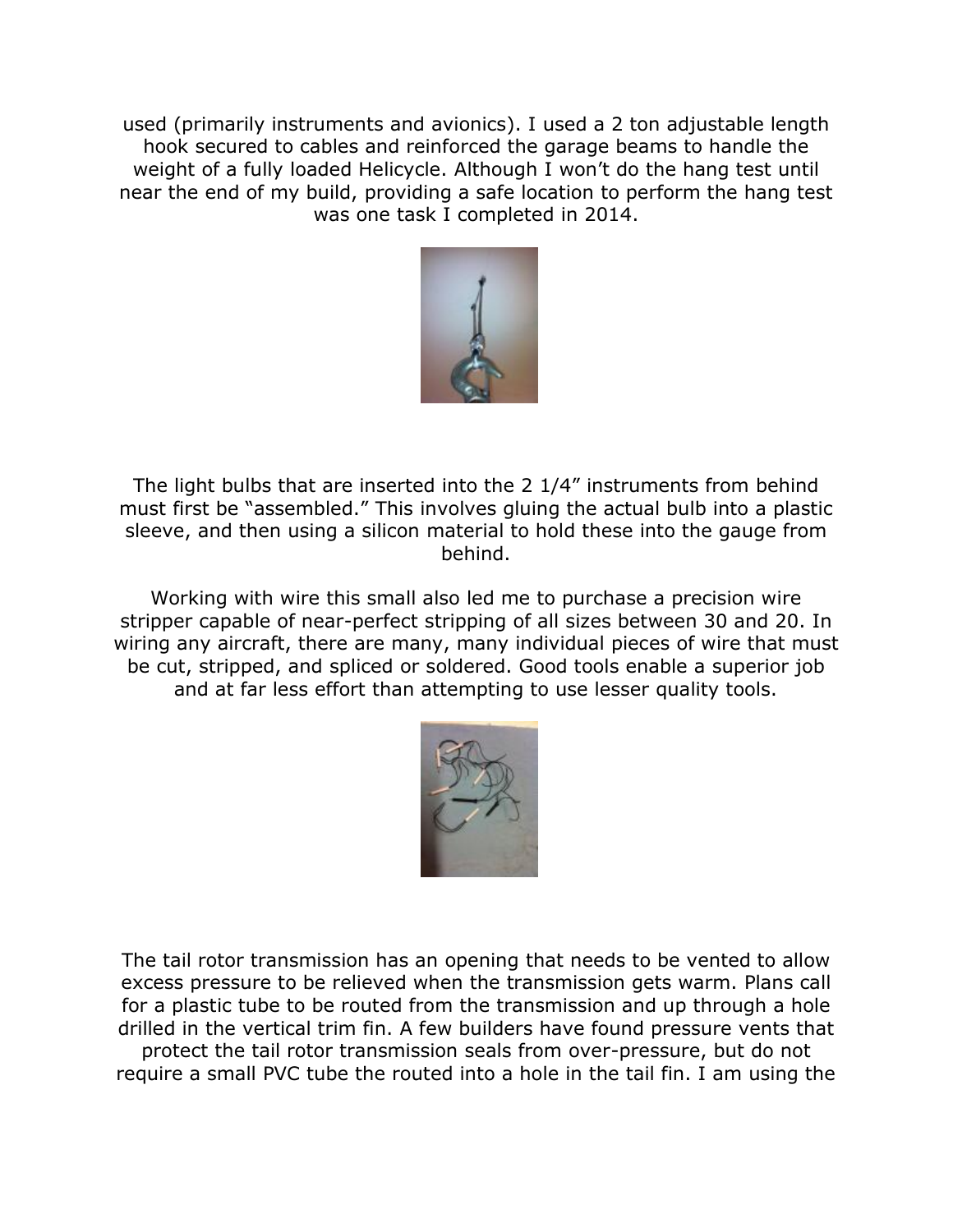used (primarily instruments and avionics). I used a 2 ton adjustable length hook secured to cables and reinforced the garage beams to handle the weight of a fully loaded Helicycle. Although I won't do the hang test until near the end of my build, providing a safe location to perform the hang test was one task I completed in 2014.

The light bulbs that are inserted into the 2 1/4" instruments from behind must first be "assembled." This involves gluing the actual bulb into a plastic sleeve, and then using a silicon material to hold these into the gauge from behind.

Working with wire this small also led me to purchase a precision wire stripper capable of near-perfect stripping of all sizes between 30 and 20. In wiring any aircraft, there are many, many individual pieces of wire that must be cut, stripped, and spliced or soldered. Good tools enable a superior job and at far less effort than attempting to use lesser quality tools.

The tail rotor transmission has an opening that needs to be vented to allow excess pressure to be relieved when the transmission gets warm. Plans call for a plastic tube to be routed from the transmission and up through a hole drilled in the vertical trim fin. A few builders have found pressure vents that protect the tail rotor transmission seals from over-pressure, but do not require a small PVC tube the routed into a hole in the tail fin. I am using the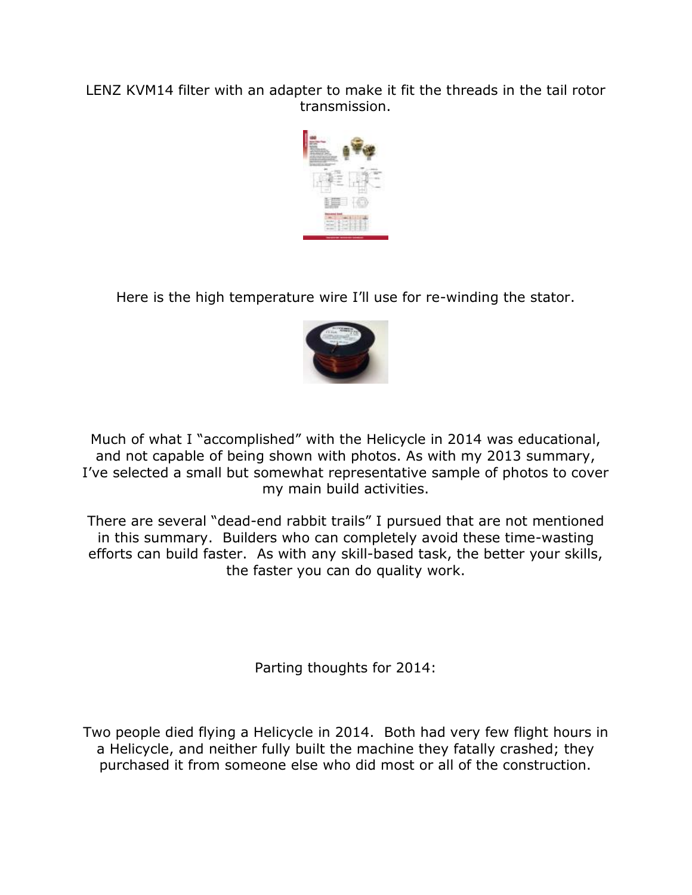LENZ KVM14 filter with an adapter to make it fit the threads in the tail rotor transmission.

Here is the high temperature wire I'll use for re-winding the stator.

Much of what I "accomplished" with the Helicycle in 2014 was educational, and not capable of being shown with photos. As with my 2013 summary, I've selected a small but somewhat representative sample of photos to cover my main build activities.

There are several "dead-end rabbit trails" I pursued that are not mentioned in this summary. Builders who can completely avoid these time-wasting efforts can build faster. As with any skill-based task, the better your skills, the faster you can do quality work.

Parting thoughts for 2014:

Two people died flying a Helicycle in 2014. Both had very few flight hours in a Helicycle, and neither fully built the machine they fatally crashed; they purchased it from someone else who did most or all of the construction.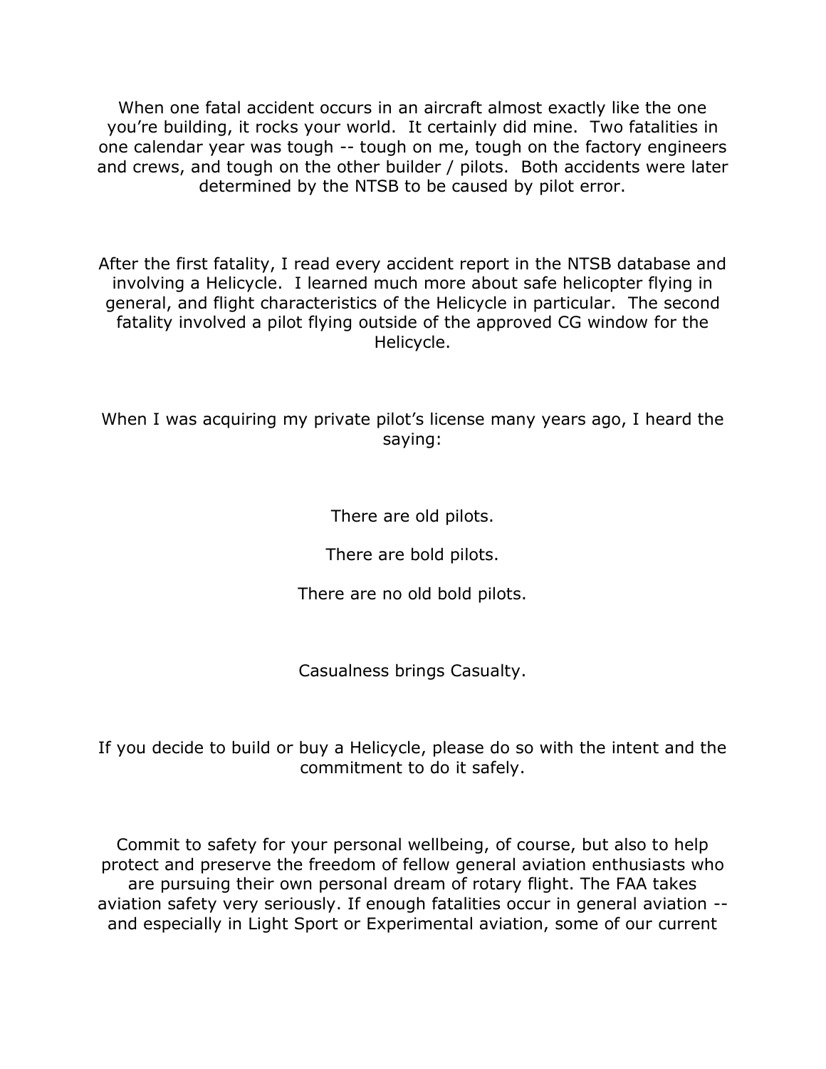When one fatal accident occurs in an aircraft almost exactly like the one you're building, it rocks your world. It certainly did mine. Two fatalities in one calendar year was tough -- tough on me, tough on the factory engineers and crews, and tough on the other builder / pilots. Both accidents were later determined by the NTSB to be caused by pilot error.

After the first fatality, I read every accident report in the NTSB database and involving a Helicycle. I learned much more about safe helicopter flying in general, and flight characteristics of the Helicycle in particular. The second fatality involved a pilot flying outside of the approved CG window for the Helicycle.

When I was acquiring my private pilot's license many years ago, I heard the saying:

There are old pilots.

There are bold pilots.

There are no old bold pilots.

Casualness brings Casualty.

If you decide to build or buy a Helicycle, please do so with the intent and the commitment to do it safely.

Commit to safety for your personal wellbeing, of course, but also to help protect and preserve the freedom of fellow general aviation enthusiasts who are pursuing their own personal dream of rotary flight. The FAA takes aviation safety very seriously. If enough fatalities occur in general aviation -- and especially in Light Sport or Experimental aviation, some of our current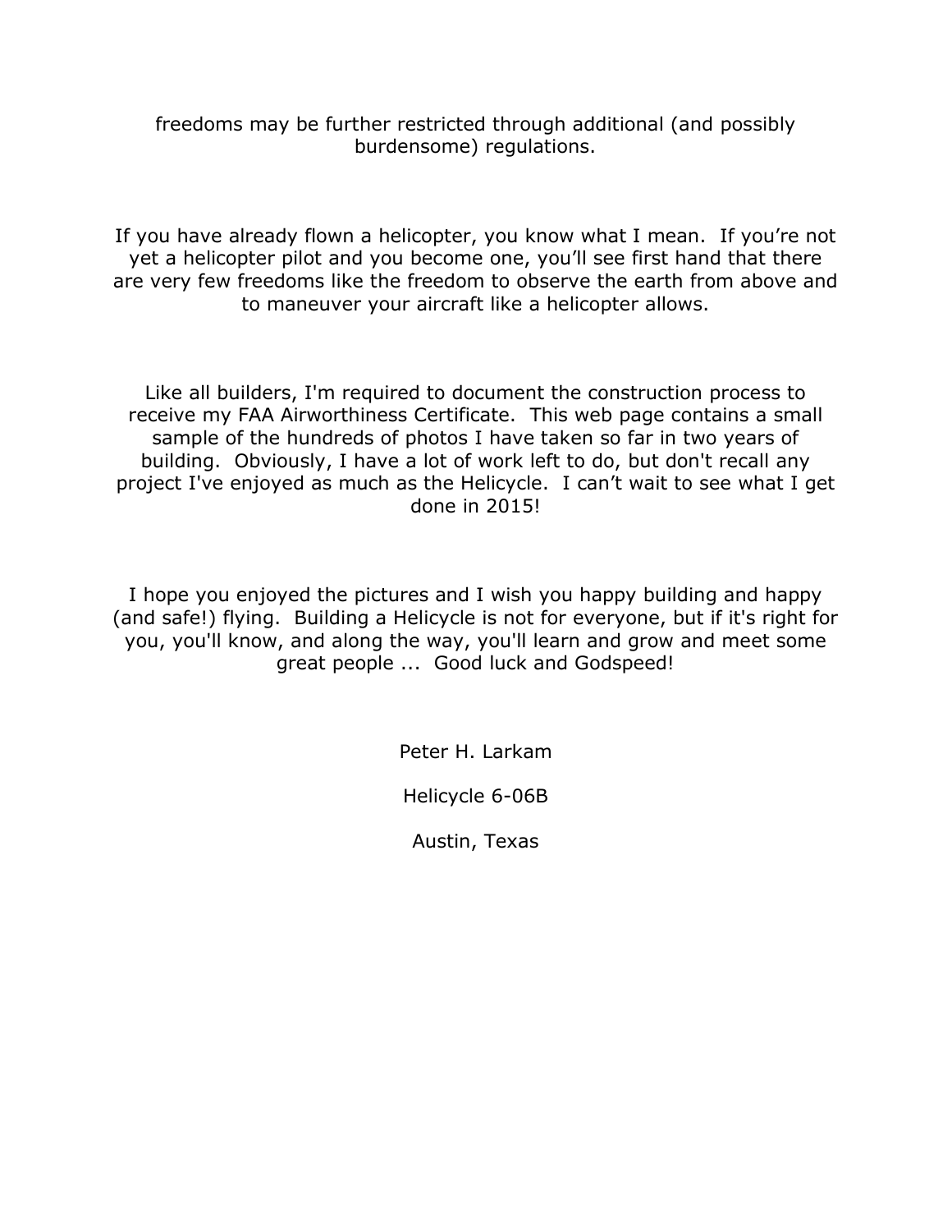freedoms may be further restricted through additional (and possibly burdensome) regulations.

If you have already flown a helicopter, you know what I mean. If you're not yet a helicopter pilot and you become one, you'll see first hand that there are very few freedoms like the freedom to observe the earth from above and to maneuver your aircraft like a helicopter allows.

Like all builders, I'm required to document the construction process to receive my FAA Airworthiness Certificate. This web page contains a small sample of the hundreds of photos I have taken so far in two years of building. Obviously, I have a lot of work left to do, but don't recall any project I've enjoyed as much as the Helicycle. I can't wait to see what I get done in 2015!

I hope you enjoyed the pictures and I wish you happy building and happy (and safe!) flying. Building a Helicycle is not for everyone, but if it's right for you, you'll know, and along the way, you'll learn and grow and meet some great people ... Good luck and Godspeed!

Peter H. Larkam

Helicycle 6-06B

Austin, Texas